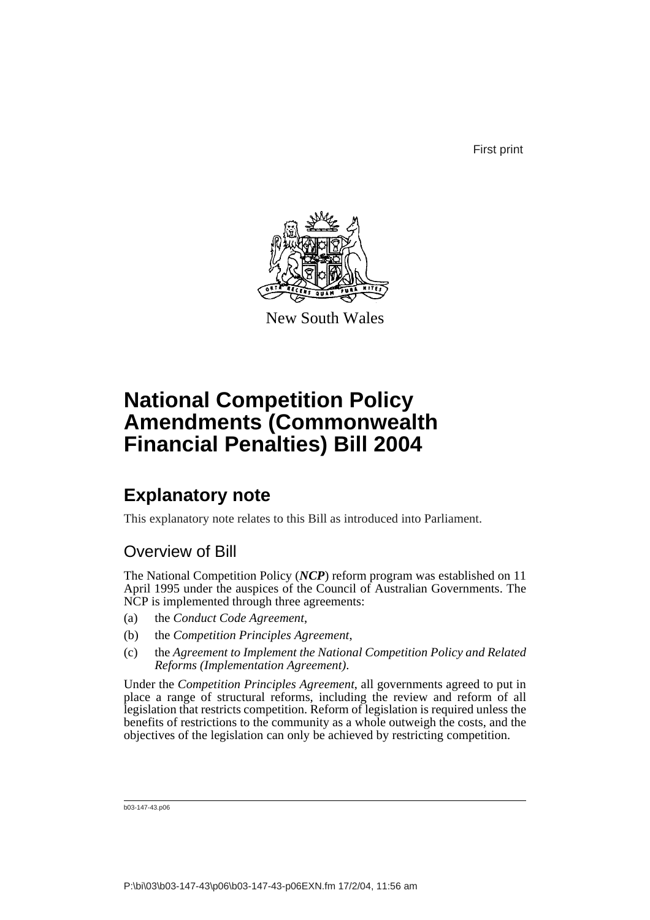First print

New South Wales

# National Competition Policy Amendments (Commonwealth Financial Penalties) Bill 2004

## Explanatory note

This explanatory note relates to this Bill as introduced into Parliament.

### Overview of Bill

The National Competition Policy (***NCP***) reform program was established on 11 April 1995 under the auspices of the Council of Australian Governments. The NCP is implemented through three agreements:

(a) the *Conduct Code Agreement*,

(b) the *Competition Principles Agreement*,

(c) the *Agreement to Implement the National Competition Policy and Related Reforms (Implementation Agreement)*.

Under the *Competition Principles Agreement*, all governments agreed to put in place a range of structural reforms, including the review and reform of all legislation that restricts competition. Reform of legislation is required unless the benefits of restrictions to the community as a whole outweigh the costs, and the objectives of the legislation can only be achieved by restricting competition.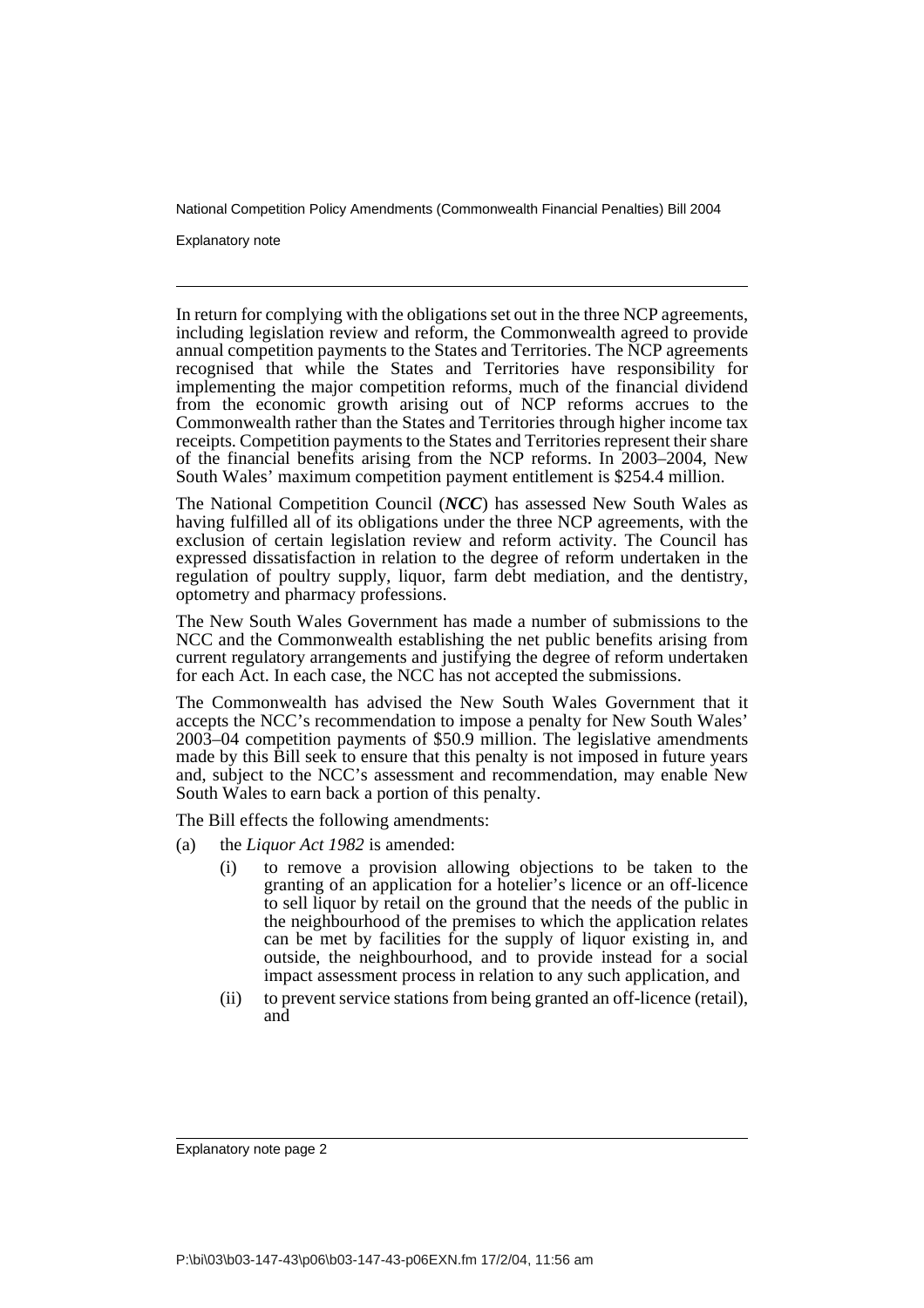In return for complying with the obligations set out in the three NCP agreements, including legislation review and reform, the Commonwealth agreed to provide annual competition payments to the States and Territories. The NCP agreements recognised that while the States and Territories have responsibility for implementing the major competition reforms, much of the financial dividend from the economic growth arising out of NCP reforms accrues to the Commonwealth rather than the States and Territories through higher income tax receipts. Competition payments to the States and Territories represent their share of the financial benefits arising from the NCP reforms. In 2003–2004, New South Wales' maximum competition payment entitlement is $254.4 million.

The National Competition Council (***NCC***) has assessed New South Wales as having fulfilled all of its obligations under the three NCP agreements, with the exclusion of certain legislation review and reform activity. The Council has expressed dissatisfaction in relation to the degree of reform undertaken in the regulation of poultry supply, liquor, farm debt mediation, and the dentistry, optometry and pharmacy professions.

The New South Wales Government has made a number of submissions to the NCC and the Commonwealth establishing the net public benefits arising from current regulatory arrangements and justifying the degree of reform undertaken for each Act. In each case, the NCC has not accepted the submissions.

The Commonwealth has advised the New South Wales Government that it accepts the NCC's recommendation to impose a penalty for New South Wales' 2003–04 competition payments of $50.9 million. The legislative amendments made by this Bill seek to ensure that this penalty is not imposed in future years and, subject to the NCC's assessment and recommendation, may enable New South Wales to earn back a portion of this penalty.

The Bill effects the following amendments:

(a) the *Liquor Act 1982* is amended:

   (i) to remove a provision allowing objections to be taken to the granting of an application for a hotelier's licence or an off-licence to sell liquor by retail on the ground that the needs of the public in the neighbourhood of the premises to which the application relates can be met by facilities for the supply of liquor existing in, and outside, the neighbourhood, and to provide instead for a social impact assessment process in relation to any such application, and

   (ii) to prevent service stations from being granted an off-licence (retail), and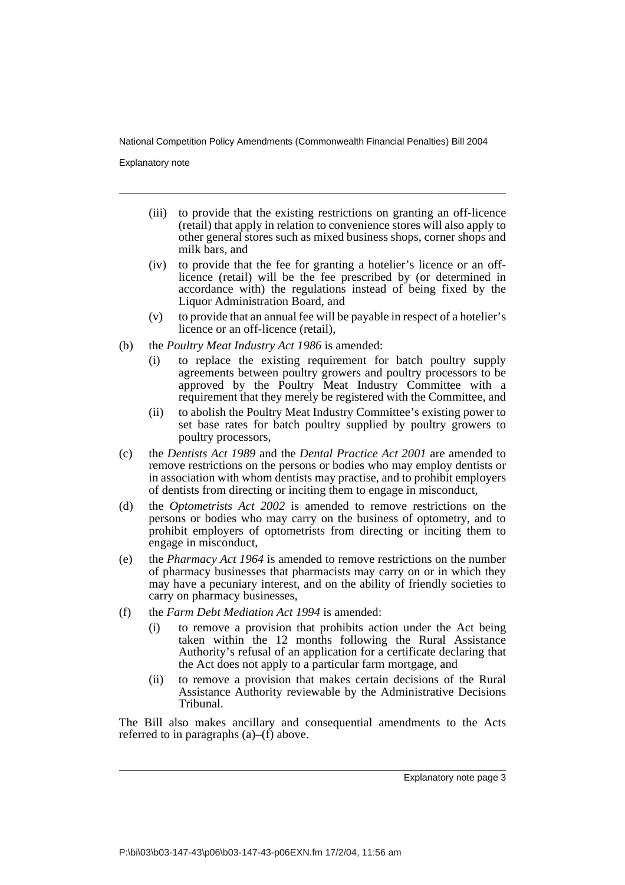(iii) to provide that the existing restrictions on granting an off-licence (retail) that apply in relation to convenience stores will also apply to other general stores such as mixed business shops, corner shops and milk bars, and

(iv) to provide that the fee for granting a hotelier's licence or an off-licence (retail) will be the fee prescribed by (or determined in accordance with) the regulations instead of being fixed by the Liquor Administration Board, and

(v) to provide that an annual fee will be payable in respect of a hotelier's licence or an off-licence (retail),

(b) the *Poultry Meat Industry Act 1986* is amended:

(i) to replace the existing requirement for batch poultry supply agreements between poultry growers and poultry processors to be approved by the Poultry Meat Industry Committee with a requirement that they merely be registered with the Committee, and

(ii) to abolish the Poultry Meat Industry Committee's existing power to set base rates for batch poultry supplied by poultry growers to poultry processors,

(c) the *Dentists Act 1989* and the *Dental Practice Act 2001* are amended to remove restrictions on the persons or bodies who may employ dentists or in association with whom dentists may practise, and to prohibit employers of dentists from directing or inciting them to engage in misconduct,

(d) the *Optometrists Act 2002* is amended to remove restrictions on the persons or bodies who may carry on the business of optometry, and to prohibit employers of optometrists from directing or inciting them to engage in misconduct,

(e) the *Pharmacy Act 1964* is amended to remove restrictions on the number of pharmacy businesses that pharmacists may carry on or in which they may have a pecuniary interest, and on the ability of friendly societies to carry on pharmacy businesses,

(f) the *Farm Debt Mediation Act 1994* is amended:

(i) to remove a provision that prohibits action under the Act being taken within the 12 months following the Rural Assistance Authority's refusal of an application for a certificate declaring that the Act does not apply to a particular farm mortgage, and

(ii) to remove a provision that makes certain decisions of the Rural Assistance Authority reviewable by the Administrative Decisions Tribunal.

The Bill also makes ancillary and consequential amendments to the Acts referred to in paragraphs (a)–(f) above.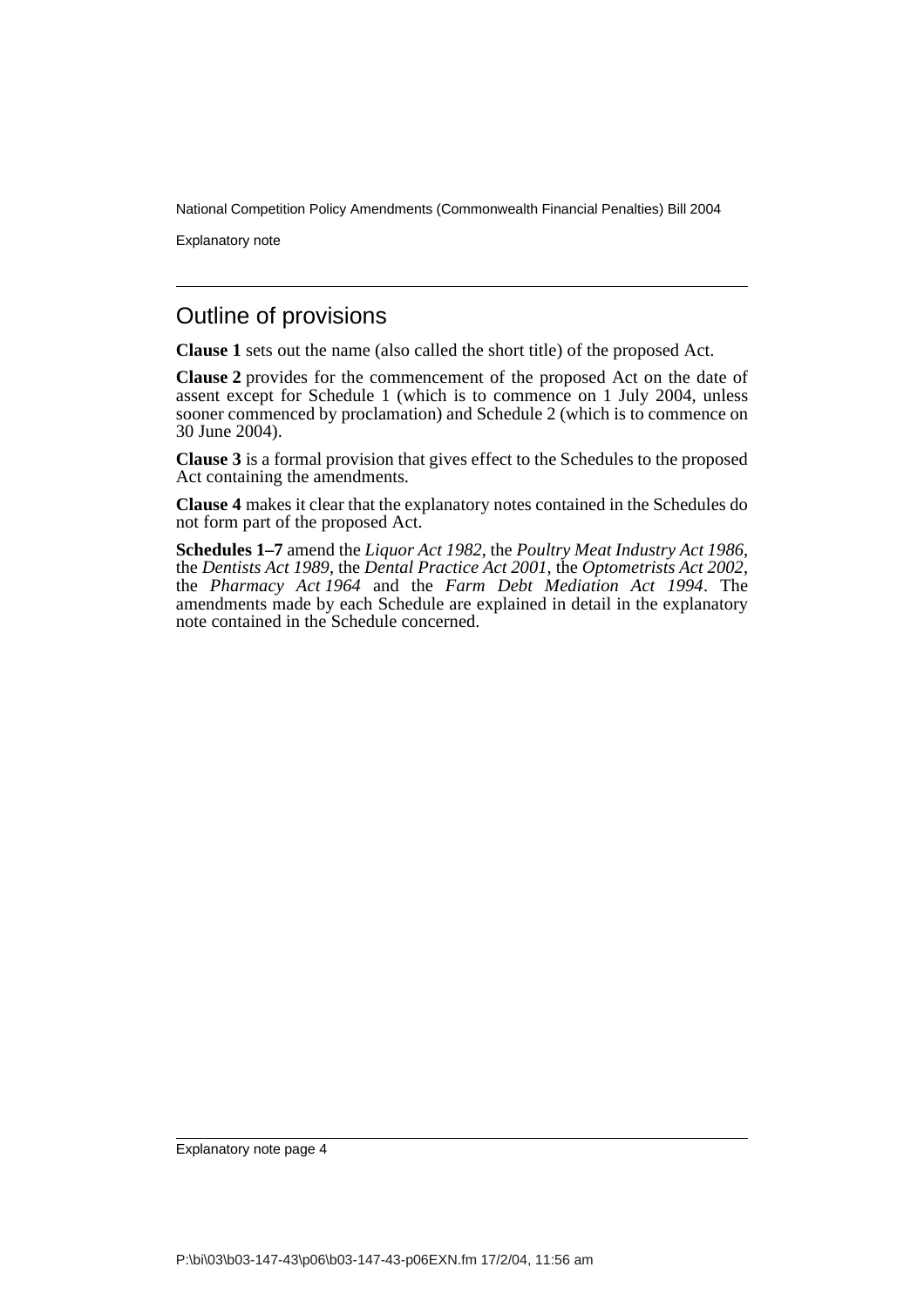## Outline of provisions

**Clause 1** sets out the name (also called the short title) of the proposed Act.

**Clause 2** provides for the commencement of the proposed Act on the date of assent except for Schedule 1 (which is to commence on 1 July 2004, unless sooner commenced by proclamation) and Schedule 2 (which is to commence on 30 June 2004).

**Clause 3** is a formal provision that gives effect to the Schedules to the proposed Act containing the amendments.

**Clause 4** makes it clear that the explanatory notes contained in the Schedules do not form part of the proposed Act.

**Schedules 1–7** amend the *Liquor Act 1982*, the *Poultry Meat Industry Act 1986*, the *Dentists Act 1989*, the *Dental Practice Act 2001*, the *Optometrists Act 2002*, the *Pharmacy Act 1964* and the *Farm Debt Mediation Act 1994*. The amendments made by each Schedule are explained in detail in the explanatory note contained in the Schedule concerned.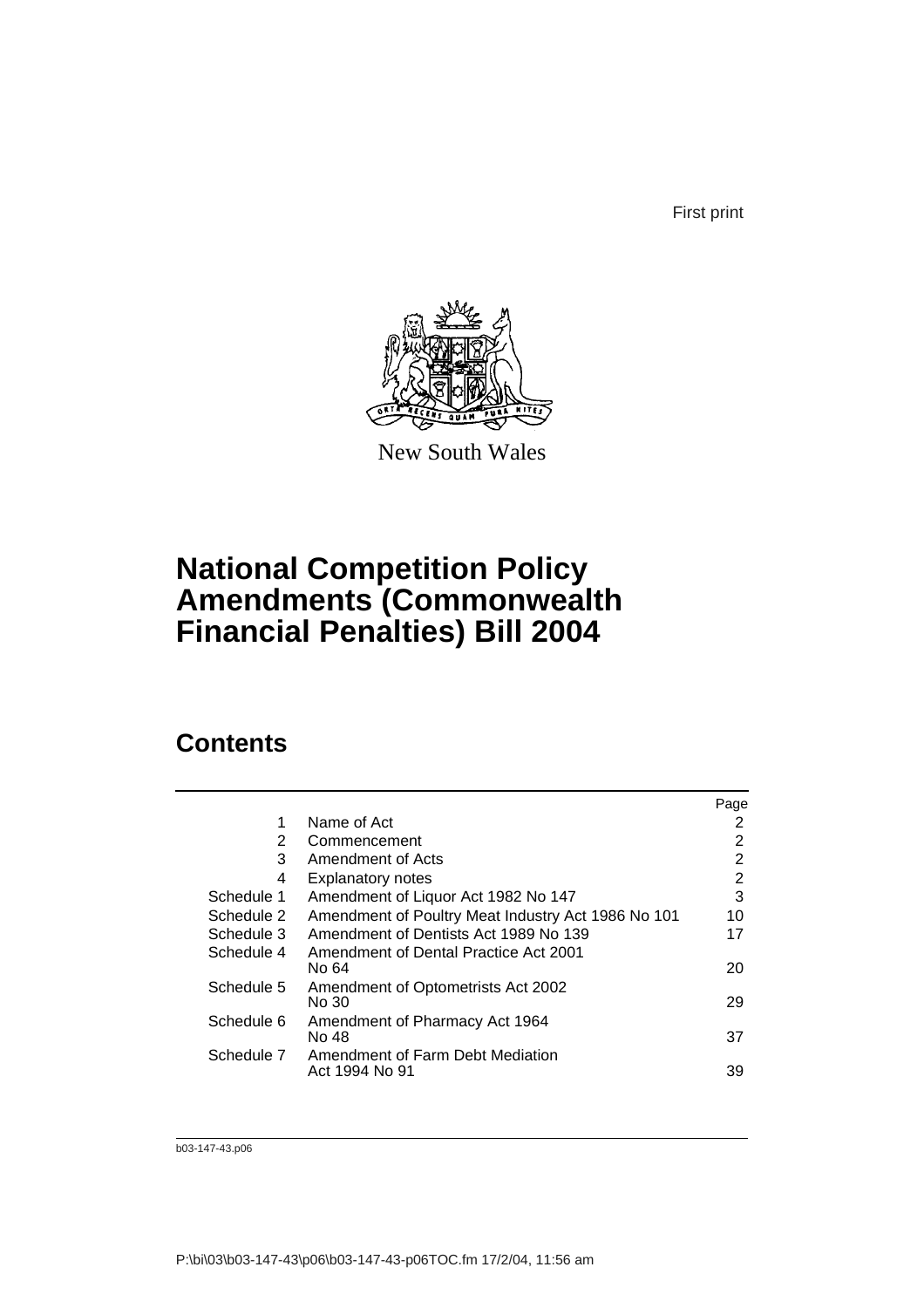First print

New South Wales

# National Competition Policy Amendments (Commonwealth Financial Penalties) Bill 2004

## Contents

| | | Page |
|---|---|---|
| 1 | Name of Act | 2 |
| 2 | Commencement | 2 |
| 3 | Amendment of Acts | 2 |
| 4 | Explanatory notes | 2 |
| Schedule 1 | Amendment of Liquor Act 1982 No 147 | 3 |
| Schedule 2 | Amendment of Poultry Meat Industry Act 1986 No 101 | 10 |
| Schedule 3 | Amendment of Dentists Act 1989 No 139 | 17 |
| Schedule 4 | Amendment of Dental Practice Act 2001 No 64 | 20 |
| Schedule 5 | Amendment of Optometrists Act 2002 No 30 | 29 |
| Schedule 6 | Amendment of Pharmacy Act 1964 No 48 | 37 |
| Schedule 7 | Amendment of Farm Debt Mediation Act 1994 No 91 | 39 |

b03-147-43.p06

P:\bi\03\b03-147-43\p06\b03-147-43-p06TOC.fm 17/2/04, 11:56 am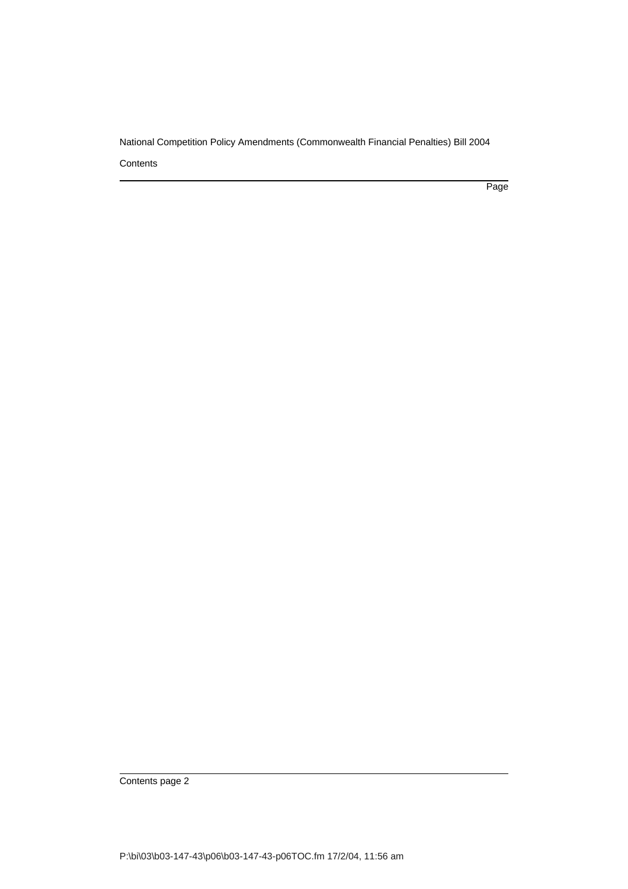Contents

Page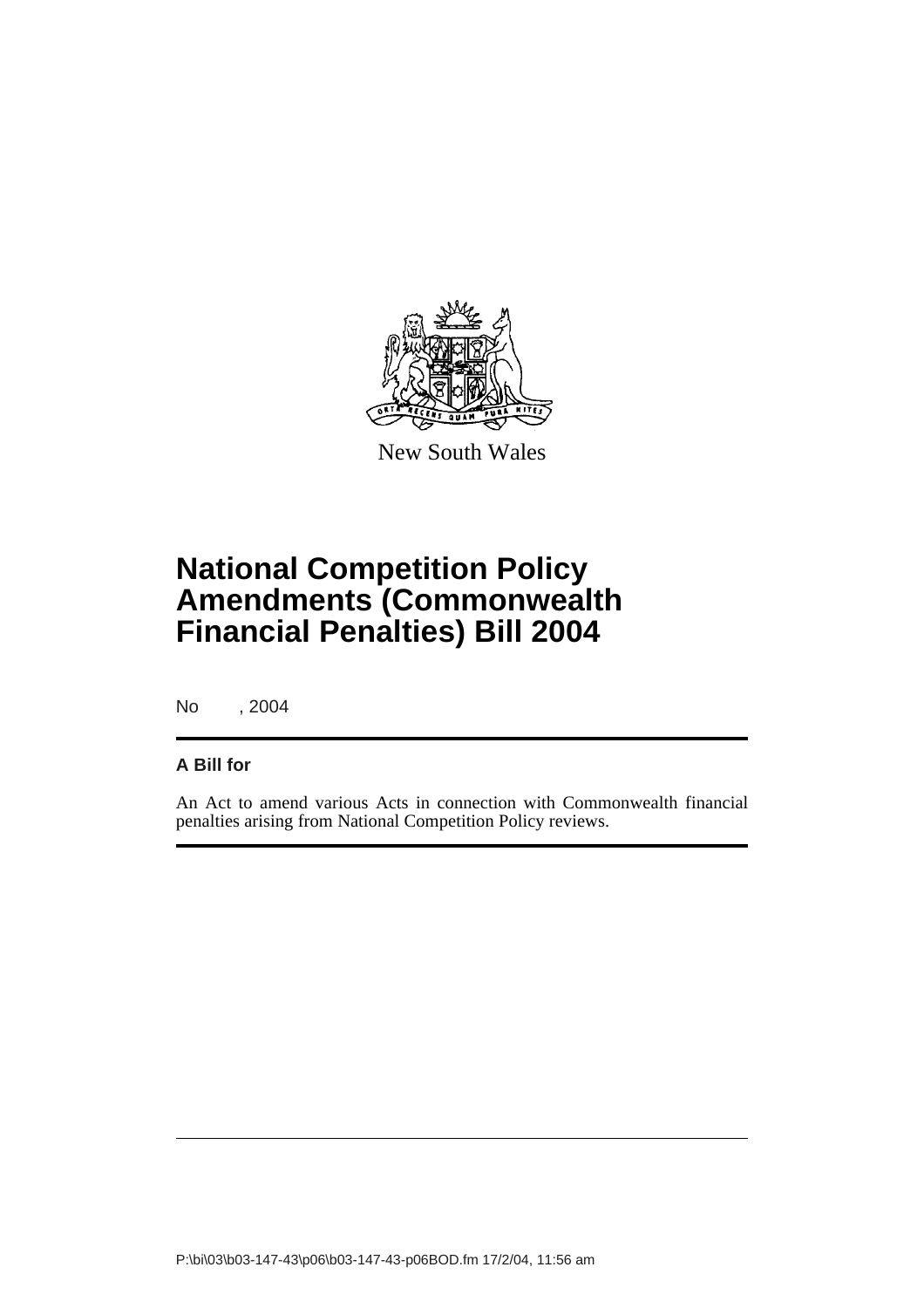New South Wales

# National Competition Policy Amendments (Commonwealth Financial Penalties) Bill 2004

No , 2004

**A Bill for**

An Act to amend various Acts in connection with Commonwealth financial penalties arising from National Competition Policy reviews.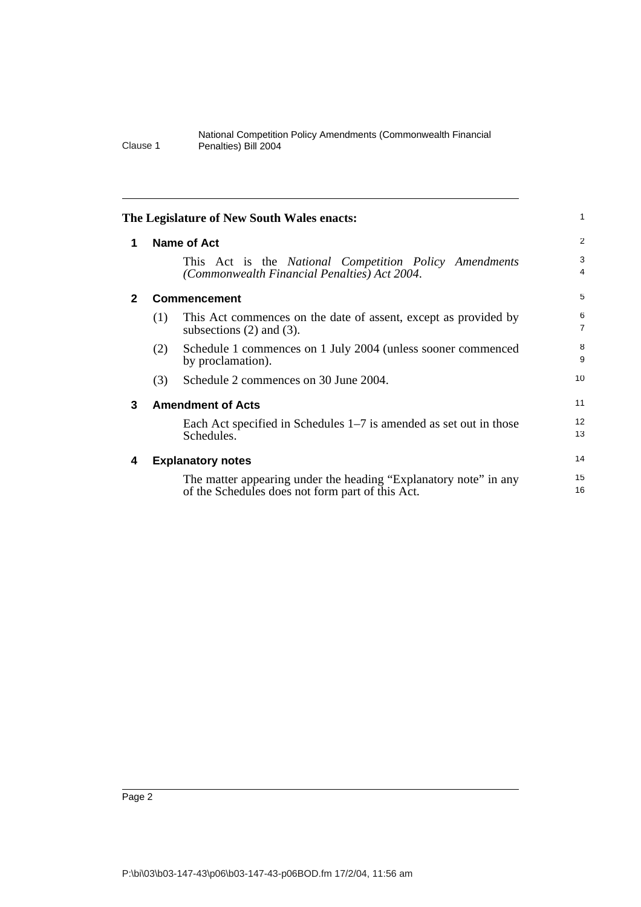**The Legislature of New South Wales enacts:**

## 1 Name of Act

This Act is the *National Competition Policy Amendments (Commonwealth Financial Penalties) Act 2004*.

## 2 Commencement

(1) This Act commences on the date of assent, except as provided by subsections (2) and (3).

(2) Schedule 1 commences on 1 July 2004 (unless sooner commenced by proclamation).

(3) Schedule 2 commences on 30 June 2004.

## 3 Amendment of Acts

Each Act specified in Schedules 1–7 is amended as set out in those Schedules.

## 4 Explanatory notes

The matter appearing under the heading "Explanatory note" in any of the Schedules does not form part of this Act.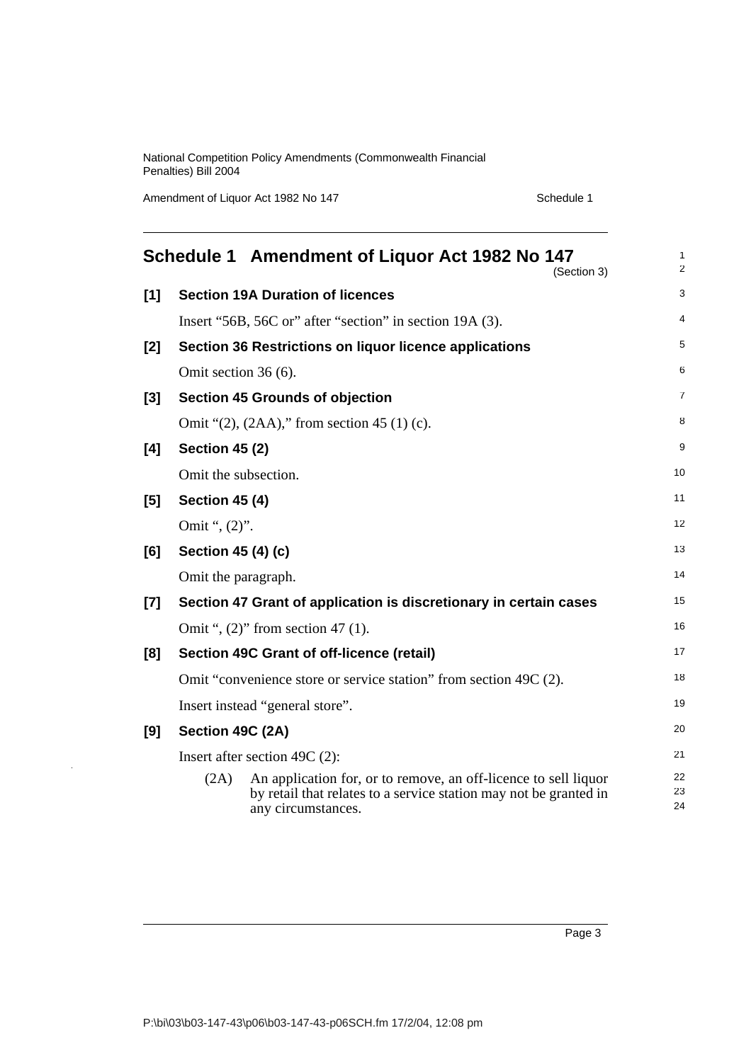# Schedule 1 Amendment of Liquor Act 1982 No 147

(Section 3)

**[1] Section 19A Duration of licences**

Insert "56B, 56C or" after "section" in section 19A (3).

**[2] Section 36 Restrictions on liquor licence applications**

Omit section 36 (6).

**[3] Section 45 Grounds of objection**

Omit "(2), (2AA)," from section 45 (1) (c).

**[4] Section 45 (2)**

Omit the subsection.

**[5] Section 45 (4)**

Omit ", (2)".

**[6] Section 45 (4) (c)**

Omit the paragraph.

**[7] Section 47 Grant of application is discretionary in certain cases**

Omit ", (2)" from section 47 (1).

**[8] Section 49C Grant of off-licence (retail)**

Omit "convenience store or service station" from section 49C (2).

Insert instead "general store".

**[9] Section 49C (2A)**

Insert after section 49C (2):

(2A) An application for, or to remove, an off-licence to sell liquor by retail that relates to a service station may not be granted in any circumstances.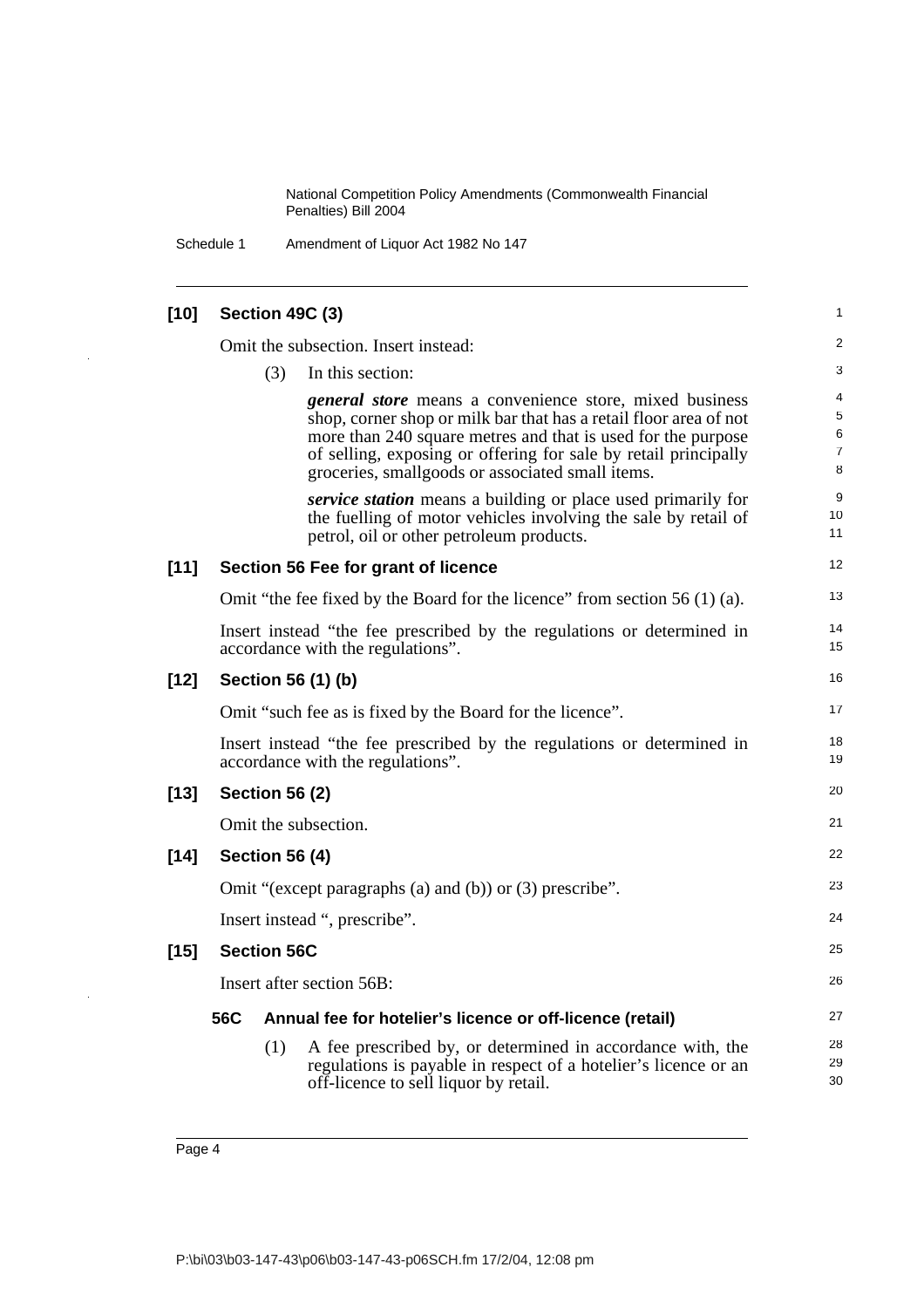**[10] Section 49C (3)**

Omit the subsection. Insert instead:

(3) In this section:

***general store*** means a convenience store, mixed business shop, corner shop or milk bar that has a retail floor area of not more than 240 square metres and that is used for the purpose of selling, exposing or offering for sale by retail principally groceries, smallgoods or associated small items.

***service station*** means a building or place used primarily for the fuelling of motor vehicles involving the sale by retail of petrol, oil or other petroleum products.

**[11] Section 56 Fee for grant of licence**

Omit "the fee fixed by the Board for the licence" from section 56 (1) (a).

Insert instead "the fee prescribed by the regulations or determined in accordance with the regulations".

**[12] Section 56 (1) (b)**

Omit "such fee as is fixed by the Board for the licence".

Insert instead "the fee prescribed by the regulations or determined in accordance with the regulations".

**[13] Section 56 (2)**

Omit the subsection.

**[14] Section 56 (4)**

Omit "(except paragraphs (a) and (b)) or (3) prescribe".

Insert instead ", prescribe".

**[15] Section 56C**

Insert after section 56B:

**56C Annual fee for hotelier's licence or off-licence (retail)**

(1) A fee prescribed by, or determined in accordance with, the regulations is payable in respect of a hotelier's licence or an off-licence to sell liquor by retail.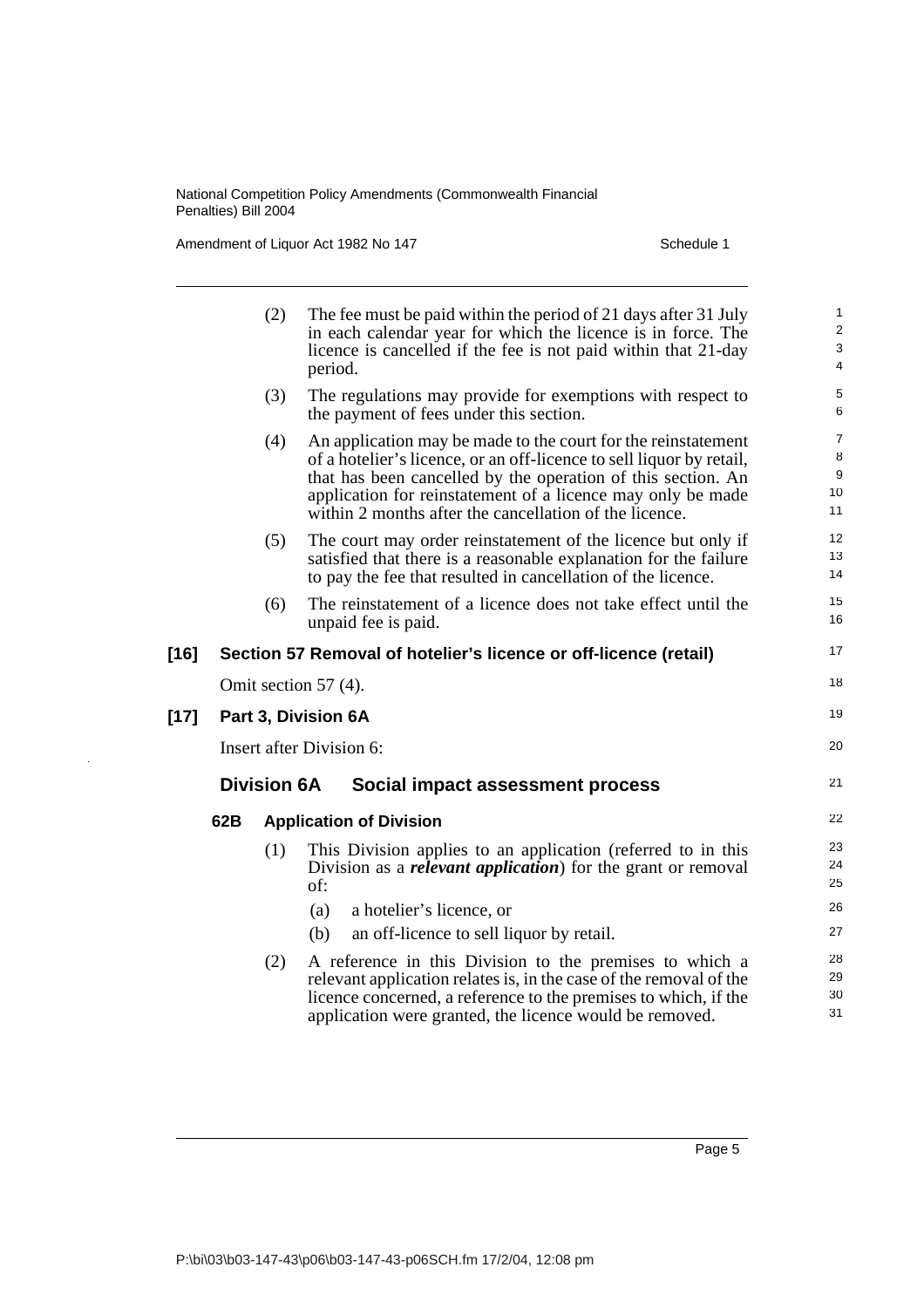(2) The fee must be paid within the period of 21 days after 31 July in each calendar year for which the licence is in force. The licence is cancelled if the fee is not paid within that 21-day period.

(3) The regulations may provide for exemptions with respect to the payment of fees under this section.

(4) An application may be made to the court for the reinstatement of a hotelier's licence, or an off-licence to sell liquor by retail, that has been cancelled by the operation of this section. An application for reinstatement of a licence may only be made within 2 months after the cancellation of the licence.

(5) The court may order reinstatement of the licence but only if satisfied that there is a reasonable explanation for the failure to pay the fee that resulted in cancellation of the licence.

(6) The reinstatement of a licence does not take effect until the unpaid fee is paid.

### [16] Section 57 Removal of hotelier's licence or off-licence (retail)

Omit section 57 (4).

### [17] Part 3, Division 6A

Insert after Division 6:

## Division 6A Social impact assessment process

### 62B Application of Division

(1) This Division applies to an application (referred to in this Division as a ***relevant application***) for the grant or removal of:

(a) a hotelier's licence, or

(b) an off-licence to sell liquor by retail.

(2) A reference in this Division to the premises to which a relevant application relates is, in the case of the removal of the licence concerned, a reference to the premises to which, if the application were granted, the licence would be removed.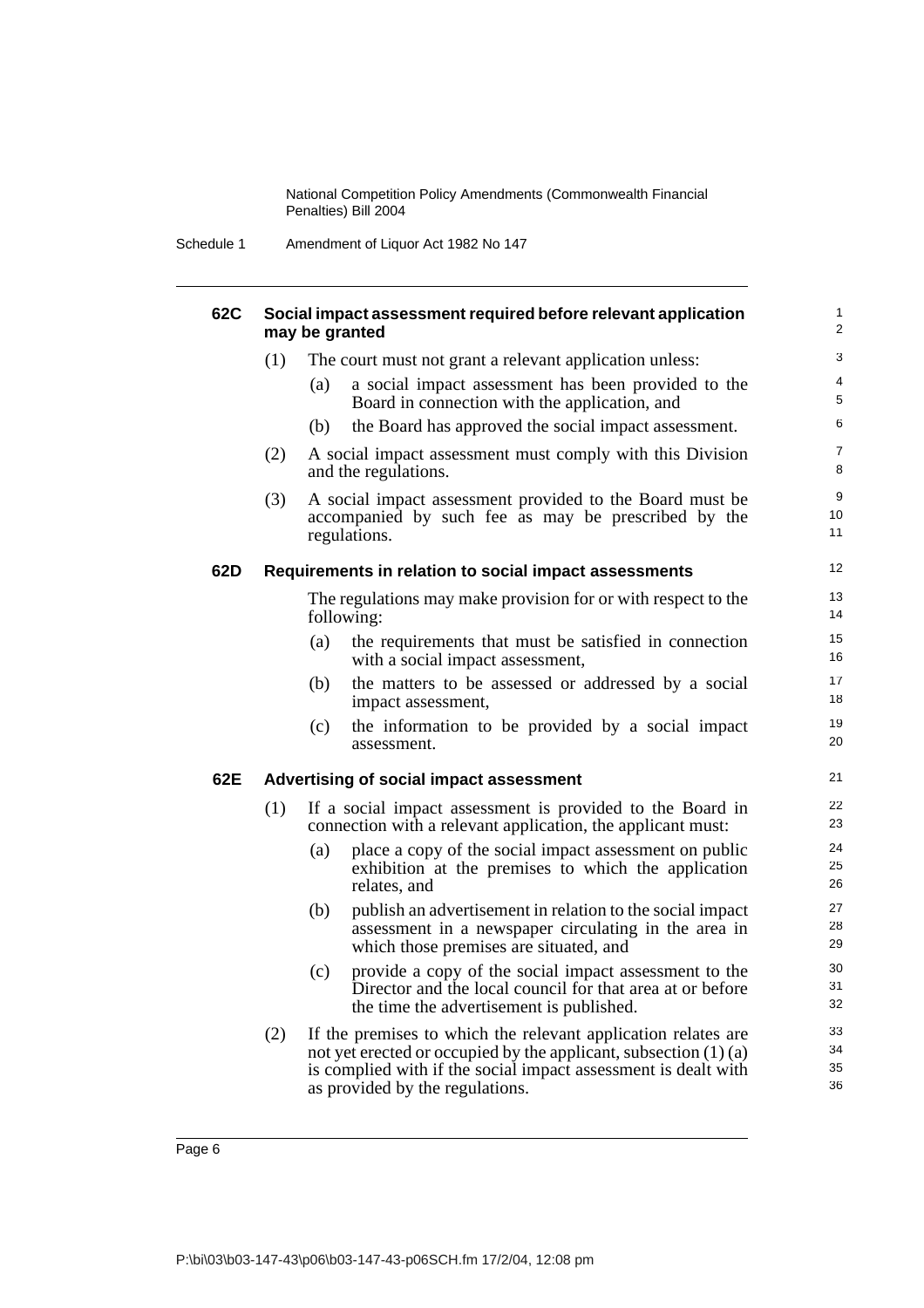#### 62C Social impact assessment required before relevant application may be granted

(1) The court must not grant a relevant application unless:

(a) a social impact assessment has been provided to the Board in connection with the application, and

(b) the Board has approved the social impact assessment.

(2) A social impact assessment must comply with this Division and the regulations.

(3) A social impact assessment provided to the Board must be accompanied by such fee as may be prescribed by the regulations.

#### 62D Requirements in relation to social impact assessments

The regulations may make provision for or with respect to the following:

(a) the requirements that must be satisfied in connection with a social impact assessment,

(b) the matters to be assessed or addressed by a social impact assessment,

(c) the information to be provided by a social impact assessment.

#### 62E Advertising of social impact assessment

(1) If a social impact assessment is provided to the Board in connection with a relevant application, the applicant must:

(a) place a copy of the social impact assessment on public exhibition at the premises to which the application relates, and

(b) publish an advertisement in relation to the social impact assessment in a newspaper circulating in the area in which those premises are situated, and

(c) provide a copy of the social impact assessment to the Director and the local council for that area at or before the time the advertisement is published.

(2) If the premises to which the relevant application relates are not yet erected or occupied by the applicant, subsection (1) (a) is complied with if the social impact assessment is dealt with as provided by the regulations.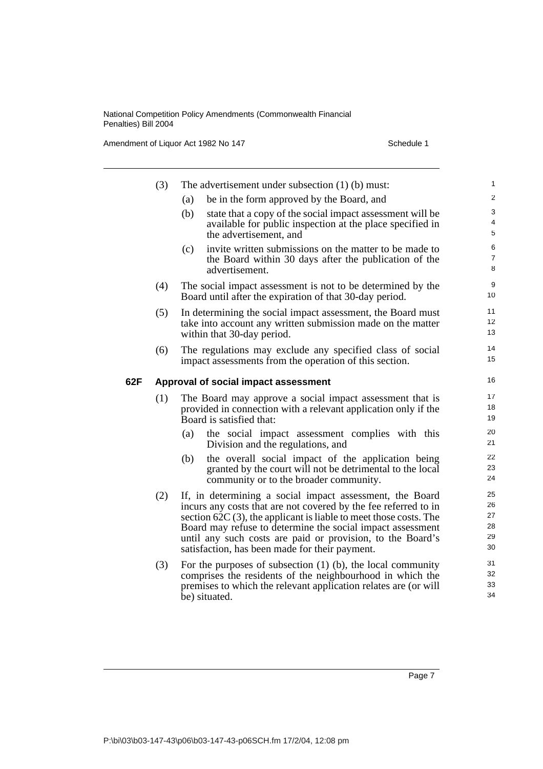(3) The advertisement under subsection (1) (b) must:

(a) be in the form approved by the Board, and

(b) state that a copy of the social impact assessment will be available for public inspection at the place specified in the advertisement, and

(c) invite written submissions on the matter to be made to the Board within 30 days after the publication of the advertisement.

(4) The social impact assessment is not to be determined by the Board until after the expiration of that 30-day period.

(5) In determining the social impact assessment, the Board must take into account any written submission made on the matter within that 30-day period.

(6) The regulations may exclude any specified class of social impact assessments from the operation of this section.

### 62F Approval of social impact assessment

(1) The Board may approve a social impact assessment that is provided in connection with a relevant application only if the Board is satisfied that:

(a) the social impact assessment complies with this Division and the regulations, and

(b) the overall social impact of the application being granted by the court will not be detrimental to the local community or to the broader community.

(2) If, in determining a social impact assessment, the Board incurs any costs that are not covered by the fee referred to in section 62C (3), the applicant is liable to meet those costs. The Board may refuse to determine the social impact assessment until any such costs are paid or provision, to the Board's satisfaction, has been made for their payment.

(3) For the purposes of subsection (1) (b), the local community comprises the residents of the neighbourhood in which the premises to which the relevant application relates are (or will be) situated.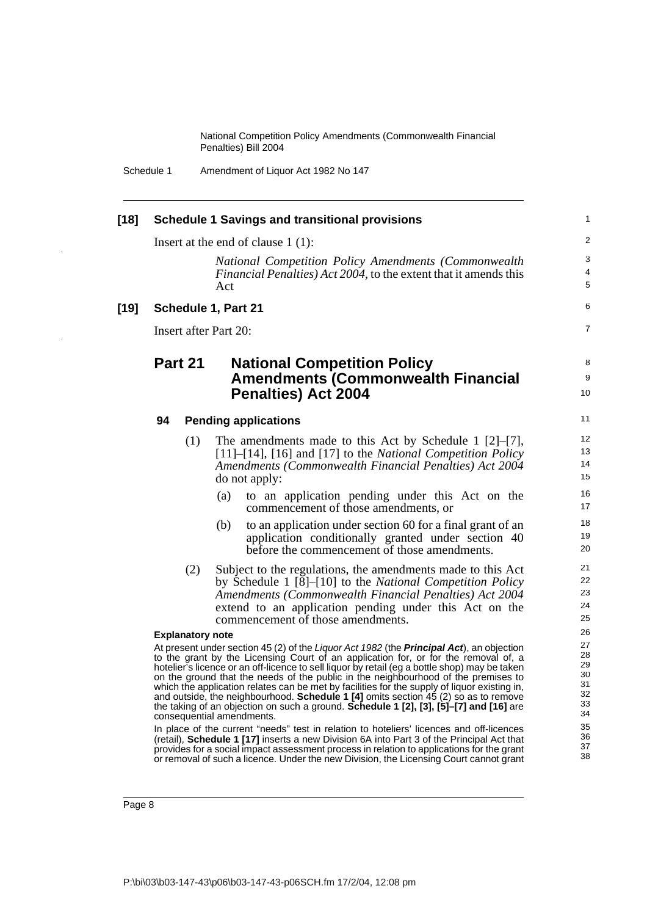**[18] Schedule 1 Savings and transitional provisions**

Insert at the end of clause 1 (1):

> *National Competition Policy Amendments (Commonwealth Financial Penalties) Act 2004*, to the extent that it amends this Act

**[19] Schedule 1, Part 21**

Insert after Part 20:

## Part 21 National Competition Policy Amendments (Commonwealth Financial Penalties) Act 2004

### 94 Pending applications

(1) The amendments made to this Act by Schedule 1 [2]–[7], [11]–[14], [16] and [17] to the *National Competition Policy Amendments (Commonwealth Financial Penalties) Act 2004* do not apply:

- (a) to an application pending under this Act on the commencement of those amendments, or
- (b) to an application under section 60 for a final grant of an application conditionally granted under section 40 before the commencement of those amendments.

(2) Subject to the regulations, the amendments made to this Act by Schedule 1 [8]–[10] to the *National Competition Policy Amendments (Commonwealth Financial Penalties) Act 2004* extend to an application pending under this Act on the commencement of those amendments.

**Explanatory note**

At present under section 45 (2) of the *Liquor Act 1982* (the ***Principal Act***), an objection to the grant by the Licensing Court of an application for, or for the removal of, a hotelier's licence or an off-licence to sell liquor by retail (eg a bottle shop) may be taken on the ground that the needs of the public in the neighbourhood of the premises to which the application relates can be met by facilities for the supply of liquor existing in, and outside, the neighbourhood. **Schedule 1 [4]** omits section 45 (2) so as to remove the taking of an objection on such a ground. **Schedule 1 [2], [3], [5]–[7] and [16]** are consequential amendments.

In place of the current "needs" test in relation to hoteliers' licences and off-licences (retail), **Schedule 1 [17]** inserts a new Division 6A into Part 3 of the Principal Act that provides for a social impact assessment process in relation to applications for the grant or removal of such a licence. Under the new Division, the Licensing Court cannot grant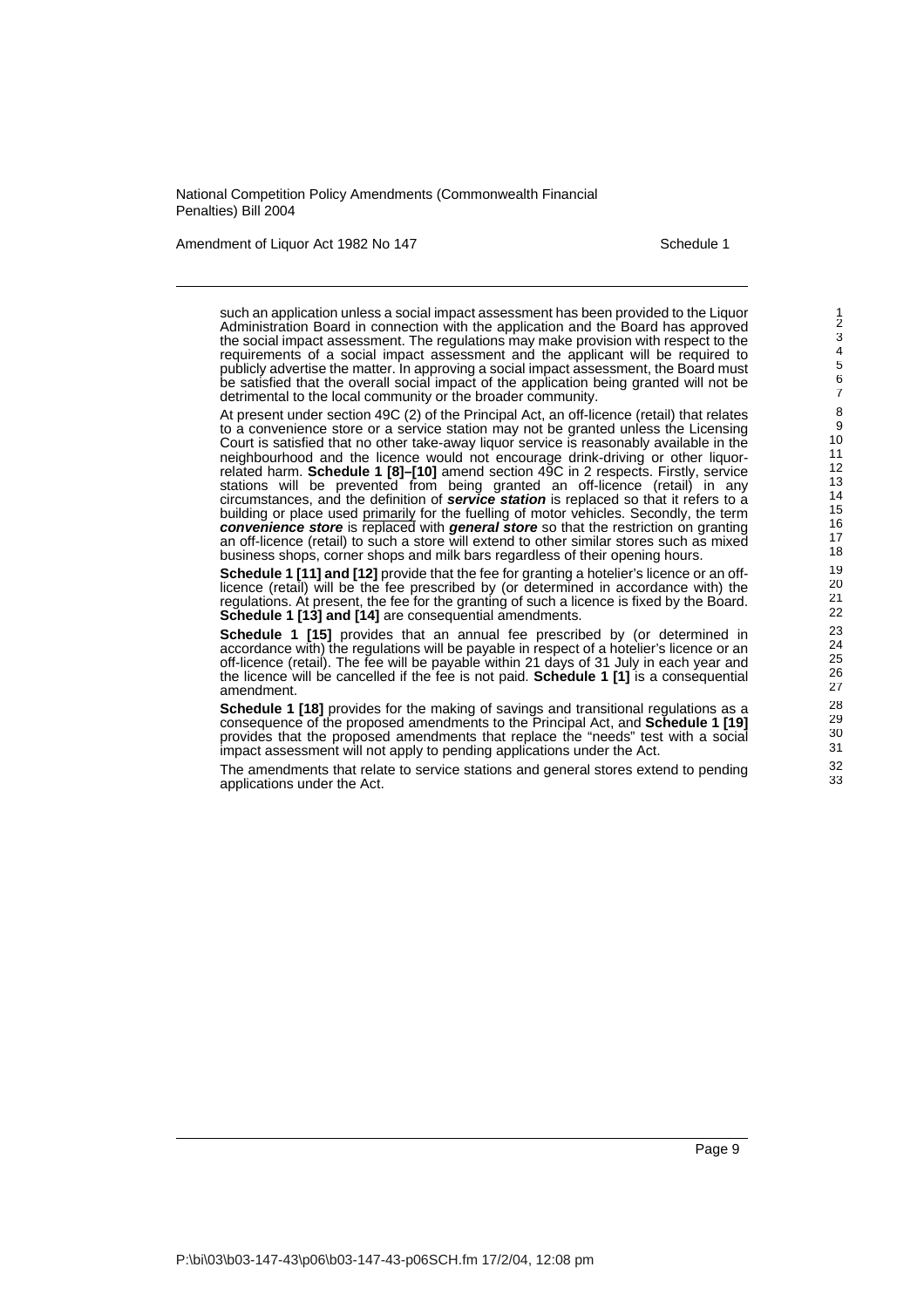such an application unless a social impact assessment has been provided to the Liquor Administration Board in connection with the application and the Board has approved the social impact assessment. The regulations may make provision with respect to the requirements of a social impact assessment and the applicant will be required to publicly advertise the matter. In approving a social impact assessment, the Board must be satisfied that the overall social impact of the application being granted will not be detrimental to the local community or the broader community.

At present under section 49C (2) of the Principal Act, an off-licence (retail) that relates to a convenience store or a service station may not be granted unless the Licensing Court is satisfied that no other take-away liquor service is reasonably available in the neighbourhood and the licence would not encourage drink-driving or other liquor-related harm. **Schedule 1 [8]–[10]** amend section 49C in 2 respects. Firstly, service stations will be prevented from being granted an off-licence (retail) in any circumstances, and the definition of ***service station*** is replaced so that it refers to a building or place used primarily for the fuelling of motor vehicles. Secondly, the term ***convenience store*** is replaced with ***general store*** so that the restriction on granting an off-licence (retail) to such a store will extend to other similar stores such as mixed business shops, corner shops and milk bars regardless of their opening hours.

**Schedule 1 [11] and [12]** provide that the fee for granting a hotelier's licence or an off-licence (retail) will be the fee prescribed by (or determined in accordance with) the regulations. At present, the fee for the granting of such a licence is fixed by the Board. **Schedule 1 [13] and [14]** are consequential amendments.

**Schedule 1 [15]** provides that an annual fee prescribed by (or determined in accordance with) the regulations will be payable in respect of a hotelier's licence or an off-licence (retail). The fee will be payable within 21 days of 31 July in each year and the licence will be cancelled if the fee is not paid. **Schedule 1 [1]** is a consequential amendment.

**Schedule 1 [18]** provides for the making of savings and transitional regulations as a consequence of the proposed amendments to the Principal Act, and **Schedule 1 [19]** provides that the proposed amendments that replace the "needs" test with a social impact assessment will not apply to pending applications under the Act.

The amendments that relate to service stations and general stores extend to pending applications under the Act.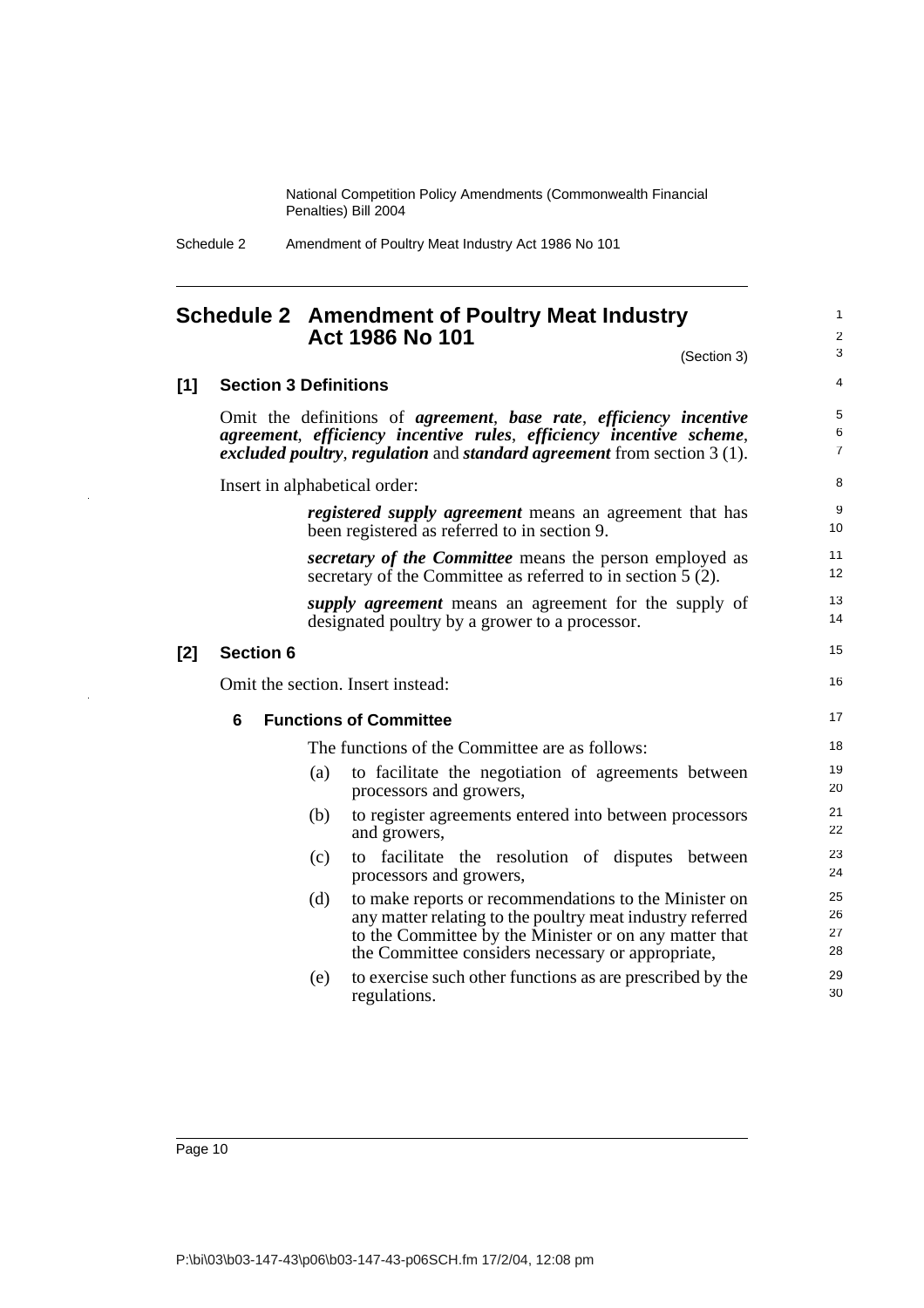# Schedule 2 Amendment of Poultry Meat Industry Act 1986 No 101

(Section 3)

**[1] Section 3 Definitions**

Omit the definitions of ***agreement***, ***base rate***, ***efficiency incentive agreement***, ***efficiency incentive rules***, ***efficiency incentive scheme***, ***excluded poultry***, ***regulation*** and ***standard agreement*** from section 3 (1).

Insert in alphabetical order:

> ***registered supply agreement*** means an agreement that has been registered as referred to in section 9.
>
> ***secretary of the Committee*** means the person employed as secretary of the Committee as referred to in section 5 (2).
>
> ***supply agreement*** means an agreement for the supply of designated poultry by a grower to a processor.

**[2] Section 6**

Omit the section. Insert instead:

> **6 Functions of Committee**
>
> The functions of the Committee are as follows:
>
> (a) to facilitate the negotiation of agreements between processors and growers,
>
> (b) to register agreements entered into between processors and growers,
>
> (c) to facilitate the resolution of disputes between processors and growers,
>
> (d) to make reports or recommendations to the Minister on any matter relating to the poultry meat industry referred to the Committee by the Minister or on any matter that the Committee considers necessary or appropriate,
>
> (e) to exercise such other functions as are prescribed by the regulations.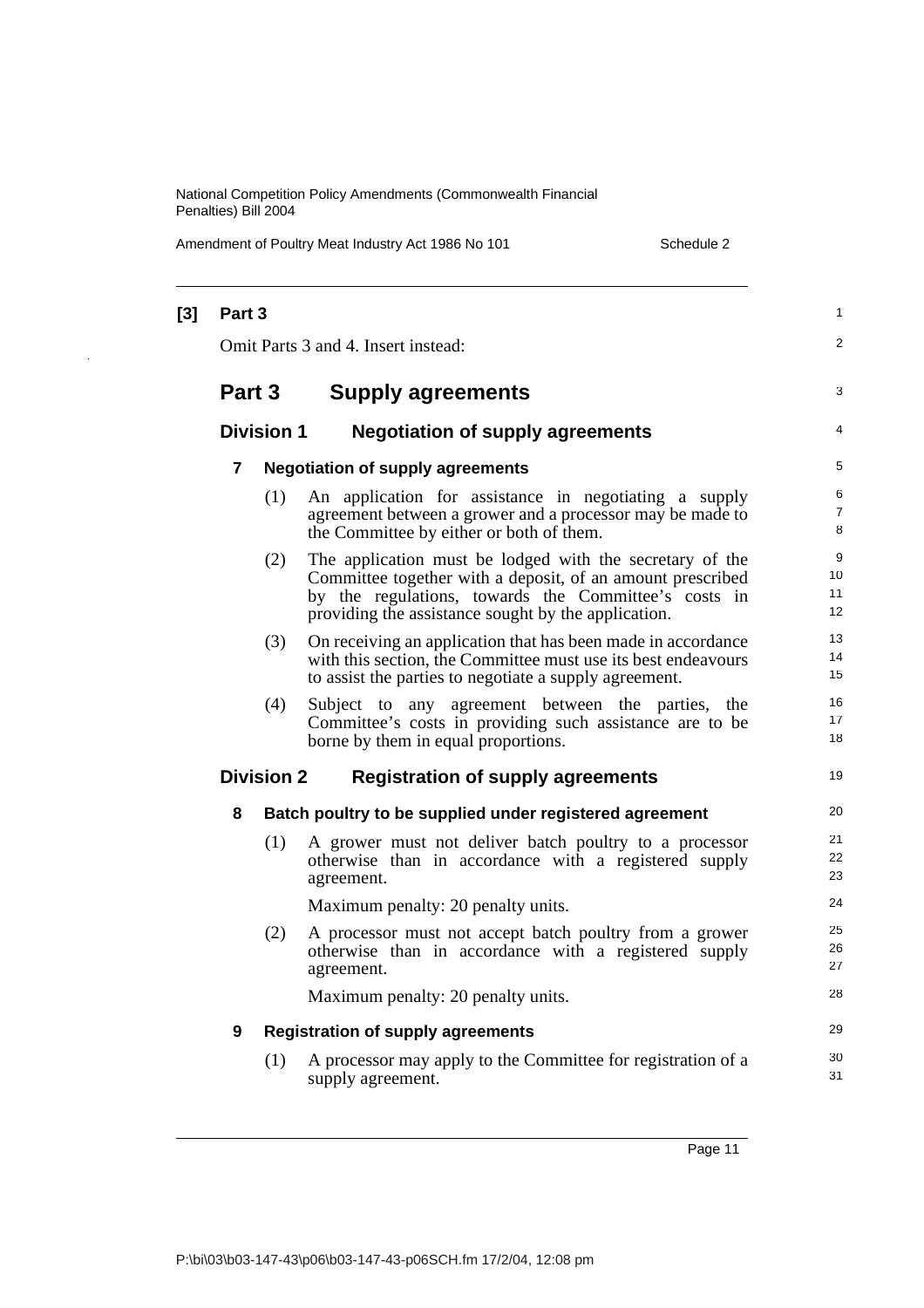**[3] Part 3**

Omit Parts 3 and 4. Insert instead:

## Part 3 Supply agreements

### Division 1 Negotiation of supply agreements

**7 Negotiation of supply agreements**

(1) An application for assistance in negotiating a supply agreement between a grower and a processor may be made to the Committee by either or both of them.

(2) The application must be lodged with the secretary of the Committee together with a deposit, of an amount prescribed by the regulations, towards the Committee's costs in providing the assistance sought by the application.

(3) On receiving an application that has been made in accordance with this section, the Committee must use its best endeavours to assist the parties to negotiate a supply agreement.

(4) Subject to any agreement between the parties, the Committee's costs in providing such assistance are to be borne by them in equal proportions.

### Division 2 Registration of supply agreements

**8 Batch poultry to be supplied under registered agreement**

(1) A grower must not deliver batch poultry to a processor otherwise than in accordance with a registered supply agreement.

Maximum penalty: 20 penalty units.

(2) A processor must not accept batch poultry from a grower otherwise than in accordance with a registered supply agreement.

Maximum penalty: 20 penalty units.

**9 Registration of supply agreements**

(1) A processor may apply to the Committee for registration of a supply agreement.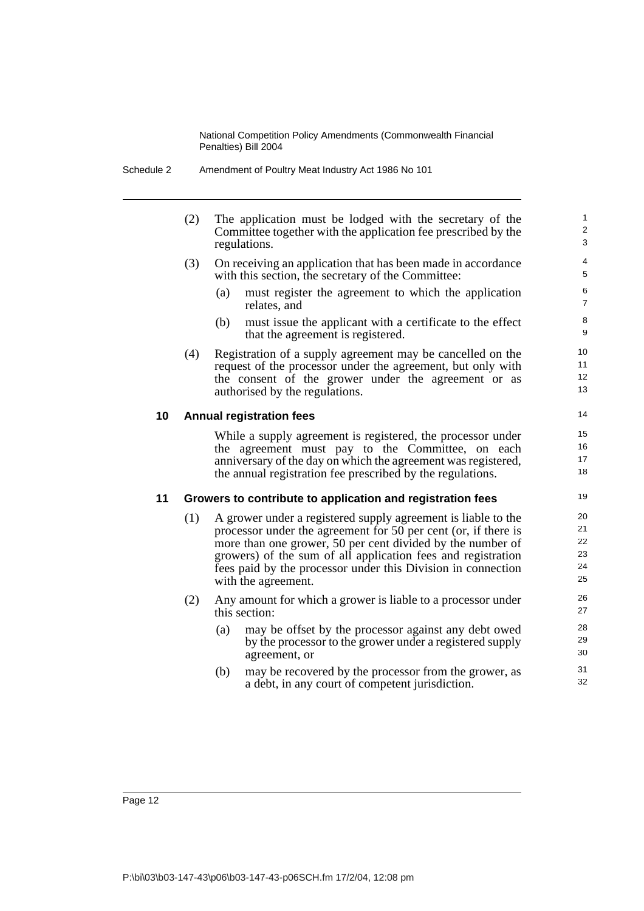(2) The application must be lodged with the secretary of the Committee together with the application fee prescribed by the regulations.

(3) On receiving an application that has been made in accordance with this section, the secretary of the Committee:

(a) must register the agreement to which the application relates, and

(b) must issue the applicant with a certificate to the effect that the agreement is registered.

(4) Registration of a supply agreement may be cancelled on the request of the processor under the agreement, but only with the consent of the grower under the agreement or as authorised by the regulations.

### 10 Annual registration fees

While a supply agreement is registered, the processor under the agreement must pay to the Committee, on each anniversary of the day on which the agreement was registered, the annual registration fee prescribed by the regulations.

### 11 Growers to contribute to application and registration fees

(1) A grower under a registered supply agreement is liable to the processor under the agreement for 50 per cent (or, if there is more than one grower, 50 per cent divided by the number of growers) of the sum of all application fees and registration fees paid by the processor under this Division in connection with the agreement.

(2) Any amount for which a grower is liable to a processor under this section:

(a) may be offset by the processor against any debt owed by the processor to the grower under a registered supply agreement, or

(b) may be recovered by the processor from the grower, as a debt, in any court of competent jurisdiction.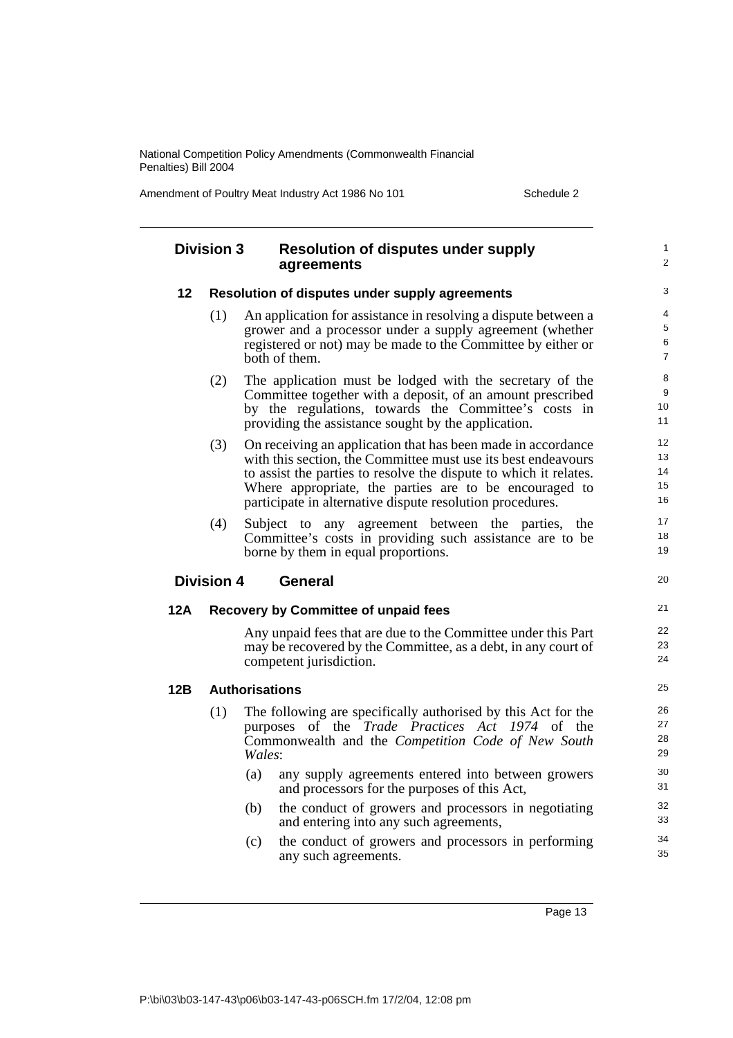### Division 3 Resolution of disputes under supply agreements

#### 12 Resolution of disputes under supply agreements

(1) An application for assistance in resolving a dispute between a grower and a processor under a supply agreement (whether registered or not) may be made to the Committee by either or both of them.

(2) The application must be lodged with the secretary of the Committee together with a deposit, of an amount prescribed by the regulations, towards the Committee's costs in providing the assistance sought by the application.

(3) On receiving an application that has been made in accordance with this section, the Committee must use its best endeavours to assist the parties to resolve the dispute to which it relates. Where appropriate, the parties are to be encouraged to participate in alternative dispute resolution procedures.

(4) Subject to any agreement between the parties, the Committee's costs in providing such assistance are to be borne by them in equal proportions.

### Division 4 General

#### 12A Recovery by Committee of unpaid fees

Any unpaid fees that are due to the Committee under this Part may be recovered by the Committee, as a debt, in any court of competent jurisdiction.

#### 12B Authorisations

(1) The following are specifically authorised by this Act for the purposes of the *Trade Practices Act 1974* of the Commonwealth and the *Competition Code of New South Wales*:

(a) any supply agreements entered into between growers and processors for the purposes of this Act,

(b) the conduct of growers and processors in negotiating and entering into any such agreements,

(c) the conduct of growers and processors in performing any such agreements.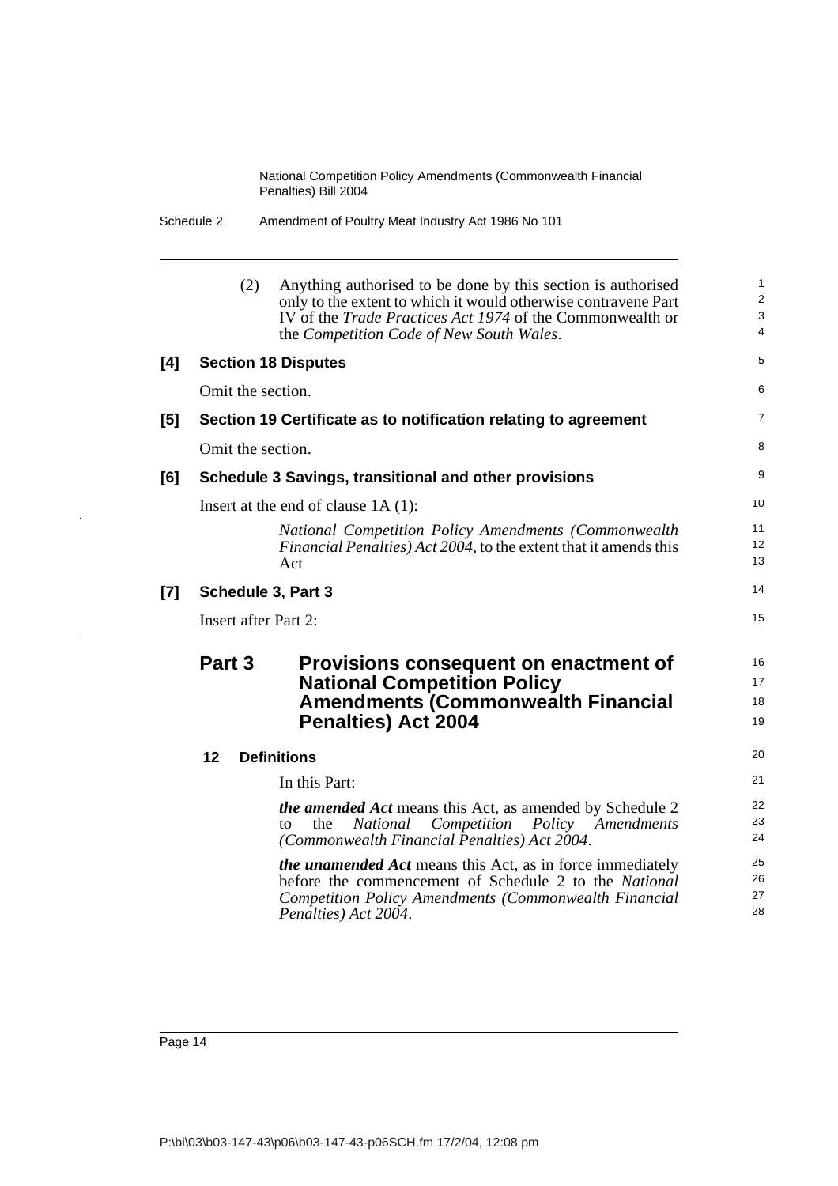(2) Anything authorised to be done by this section is authorised only to the extent to which it would otherwise contravene Part IV of the *Trade Practices Act 1974* of the Commonwealth or the *Competition Code of New South Wales*.

**[4] Section 18 Disputes**

Omit the section.

**[5] Section 19 Certificate as to notification relating to agreement**

Omit the section.

**[6] Schedule 3 Savings, transitional and other provisions**

Insert at the end of clause 1A (1):

*National Competition Policy Amendments (Commonwealth Financial Penalties) Act 2004*, to the extent that it amends this Act

**[7] Schedule 3, Part 3**

Insert after Part 2:

## Part 3 Provisions consequent on enactment of National Competition Policy Amendments (Commonwealth Financial Penalties) Act 2004

### 12 Definitions

In this Part:

***the amended Act*** means this Act, as amended by Schedule 2 to the *National Competition Policy Amendments (Commonwealth Financial Penalties) Act 2004*.

***the unamended Act*** means this Act, as in force immediately before the commencement of Schedule 2 to the *National Competition Policy Amendments (Commonwealth Financial Penalties) Act 2004*.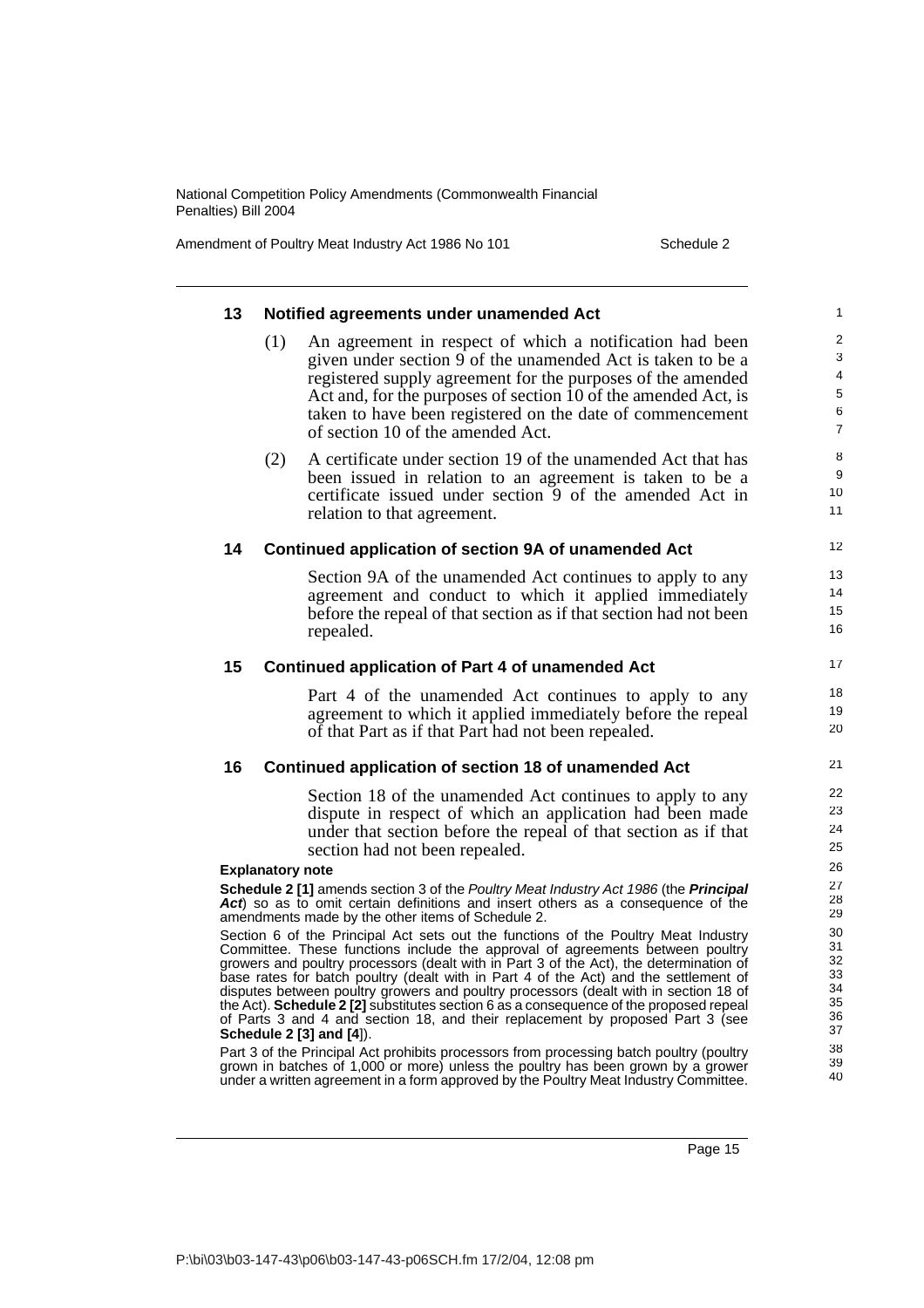### 13 Notified agreements under unamended Act

(1) An agreement in respect of which a notification had been given under section 9 of the unamended Act is taken to be a registered supply agreement for the purposes of the amended Act and, for the purposes of section 10 of the amended Act, is taken to have been registered on the date of commencement of section 10 of the amended Act.

(2) A certificate under section 19 of the unamended Act that has been issued in relation to an agreement is taken to be a certificate issued under section 9 of the amended Act in relation to that agreement.

### 14 Continued application of section 9A of unamended Act

Section 9A of the unamended Act continues to apply to any agreement and conduct to which it applied immediately before the repeal of that section as if that section had not been repealed.

### 15 Continued application of Part 4 of unamended Act

Part 4 of the unamended Act continues to apply to any agreement to which it applied immediately before the repeal of that Part as if that Part had not been repealed.

### 16 Continued application of section 18 of unamended Act

Section 18 of the unamended Act continues to apply to any dispute in respect of which an application had been made under that section before the repeal of that section as if that section had not been repealed.

**Explanatory note**

**Schedule 2 [1]** amends section 3 of the *Poultry Meat Industry Act 1986* (the ***Principal Act***) so as to omit certain definitions and insert others as a consequence of the amendments made by the other items of Schedule 2.

Section 6 of the Principal Act sets out the functions of the Poultry Meat Industry Committee. These functions include the approval of agreements between poultry growers and poultry processors (dealt with in Part 3 of the Act), the determination of base rates for batch poultry (dealt with in Part 4 of the Act) and the settlement of disputes between poultry growers and poultry processors (dealt with in section 18 of the Act). **Schedule 2 [2]** substitutes section 6 as a consequence of the proposed repeal of Parts 3 and 4 and section 18, and their replacement by proposed Part 3 (see **Schedule 2 [3] and [4]**).

Part 3 of the Principal Act prohibits processors from processing batch poultry (poultry grown in batches of 1,000 or more) unless the poultry has been grown by a grower under a written agreement in a form approved by the Poultry Meat Industry Committee.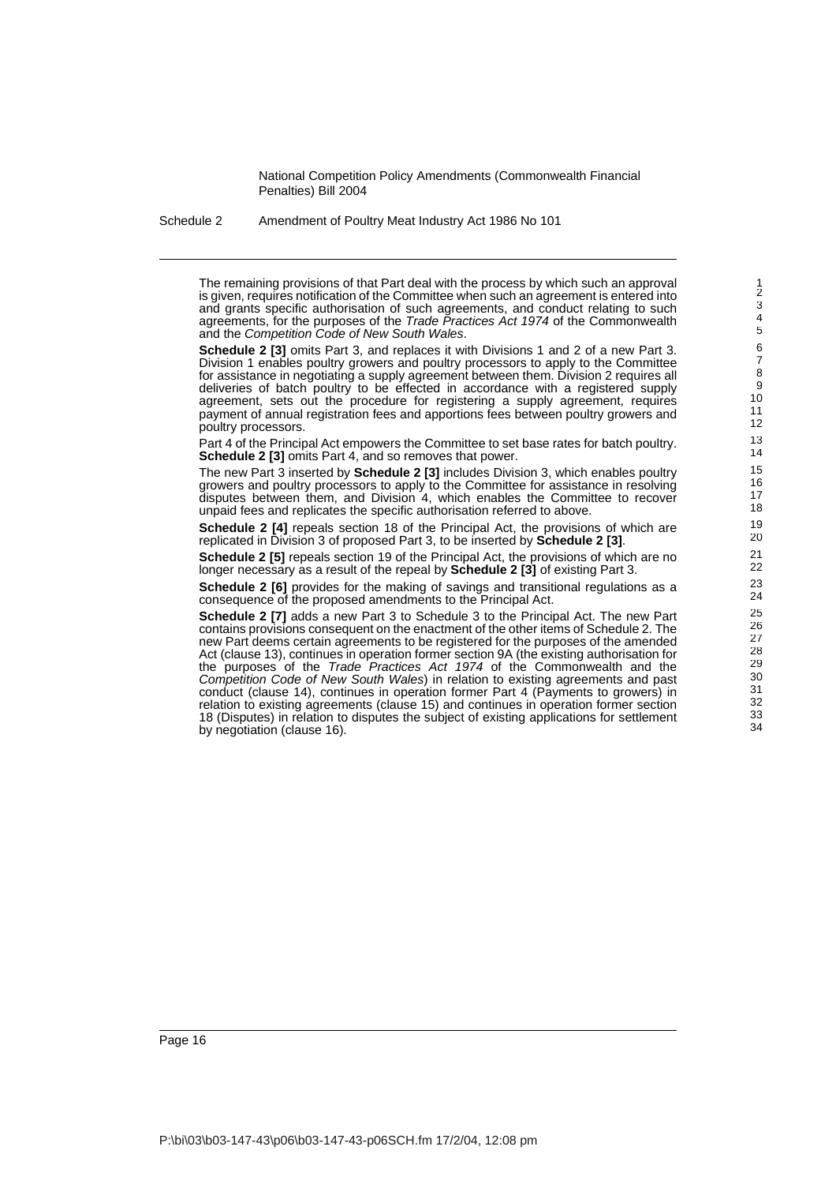The remaining provisions of that Part deal with the process by which such an approval is given, requires notification of the Committee when such an agreement is entered into and grants specific authorisation of such agreements, and conduct relating to such agreements, for the purposes of the *Trade Practices Act 1974* of the Commonwealth and the *Competition Code of New South Wales*.

**Schedule 2 [3]** omits Part 3, and replaces it with Divisions 1 and 2 of a new Part 3. Division 1 enables poultry growers and poultry processors to apply to the Committee for assistance in negotiating a supply agreement between them. Division 2 requires all deliveries of batch poultry to be effected in accordance with a registered supply agreement, sets out the procedure for registering a supply agreement, requires payment of annual registration fees and apportions fees between poultry growers and poultry processors.

Part 4 of the Principal Act empowers the Committee to set base rates for batch poultry. **Schedule 2 [3]** omits Part 4, and so removes that power.

The new Part 3 inserted by **Schedule 2 [3]** includes Division 3, which enables poultry growers and poultry processors to apply to the Committee for assistance in resolving disputes between them, and Division 4, which enables the Committee to recover unpaid fees and replicates the specific authorisation referred to above.

**Schedule 2 [4]** repeals section 18 of the Principal Act, the provisions of which are replicated in Division 3 of proposed Part 3, to be inserted by **Schedule 2 [3]**.

**Schedule 2 [5]** repeals section 19 of the Principal Act, the provisions of which are no longer necessary as a result of the repeal by **Schedule 2 [3]** of existing Part 3.

**Schedule 2 [6]** provides for the making of savings and transitional regulations as a consequence of the proposed amendments to the Principal Act.

**Schedule 2 [7]** adds a new Part 3 to Schedule 3 to the Principal Act. The new Part contains provisions consequent on the enactment of the other items of Schedule 2. The new Part deems certain agreements to be registered for the purposes of the amended Act (clause 13), continues in operation former section 9A (the existing authorisation for the purposes of the *Trade Practices Act 1974* of the Commonwealth and the *Competition Code of New South Wales*) in relation to existing agreements and past conduct (clause 14), continues in operation former Part 4 (Payments to growers) in relation to existing agreements (clause 15) and continues in operation former section 18 (Disputes) in relation to disputes the subject of existing applications for settlement by negotiation (clause 16).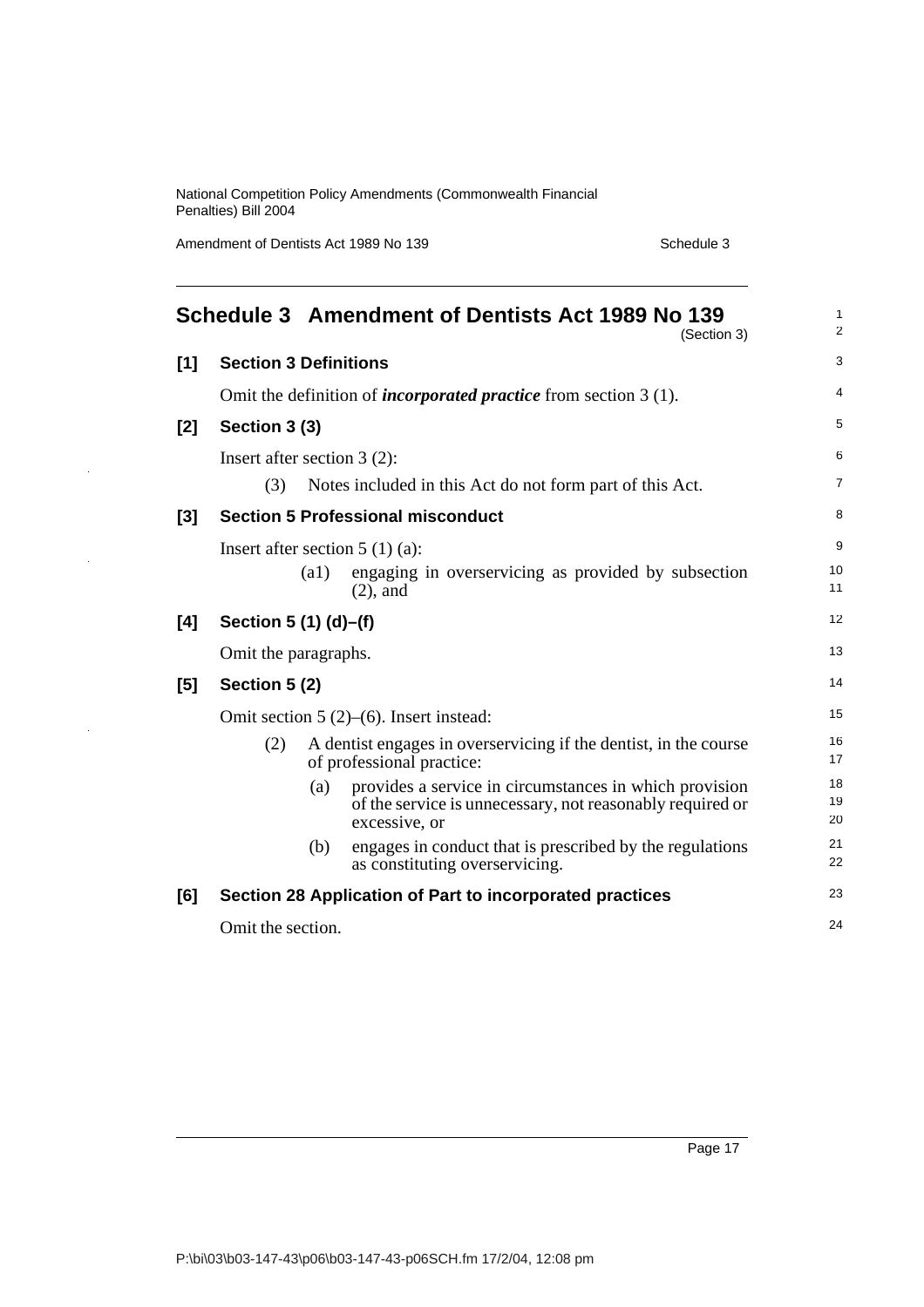# Schedule 3 Amendment of Dentists Act 1989 No 139

(Section 3)

## [1] Section 3 Definitions

Omit the definition of ***incorporated practice*** from section 3 (1).

## [2] Section 3 (3)

Insert after section 3 (2):

(3) Notes included in this Act do not form part of this Act.

## [3] Section 5 Professional misconduct

Insert after section 5 (1) (a):

(a1) engaging in overservicing as provided by subsection (2), and

## [4] Section 5 (1) (d)–(f)

Omit the paragraphs.

## [5] Section 5 (2)

Omit section 5 (2)–(6). Insert instead:

(2) A dentist engages in overservicing if the dentist, in the course of professional practice:

(a) provides a service in circumstances in which provision of the service is unnecessary, not reasonably required or excessive, or

(b) engages in conduct that is prescribed by the regulations as constituting overservicing.

## [6] Section 28 Application of Part to incorporated practices

Omit the section.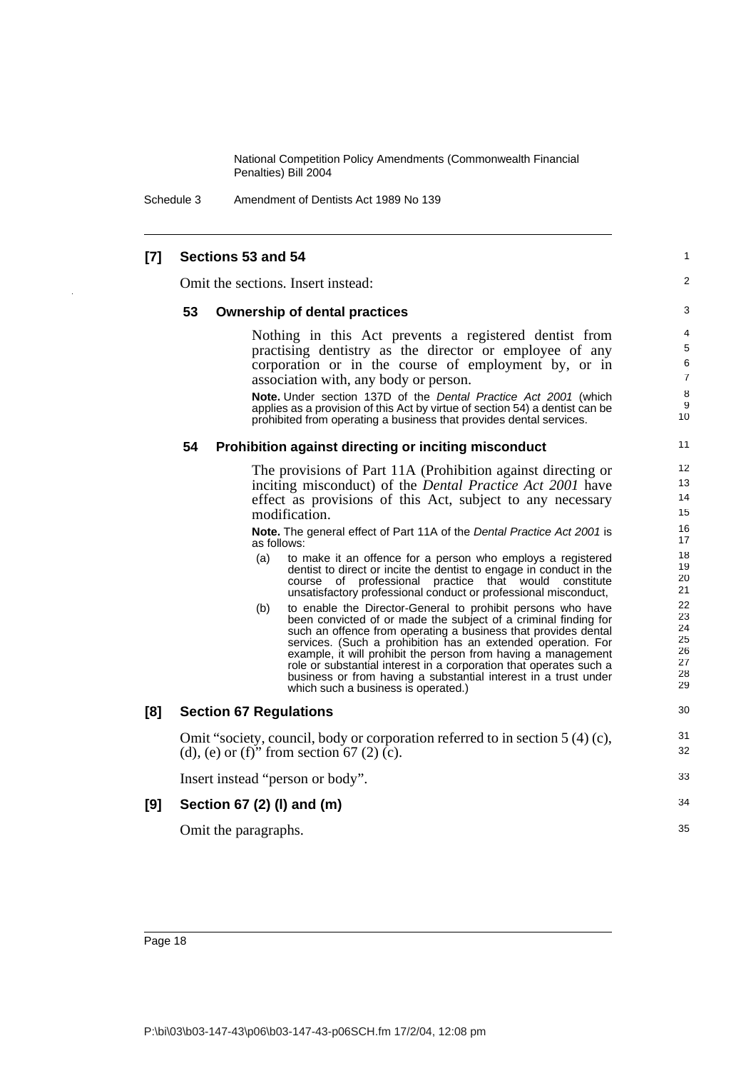### [7] Sections 53 and 54

Omit the sections. Insert instead:

#### 53 Ownership of dental practices

Nothing in this Act prevents a registered dentist from practising dentistry as the director or employee of any corporation or in the course of employment by, or in association with, any body or person.

**Note.** Under section 137D of the *Dental Practice Act 2001* (which applies as a provision of this Act by virtue of section 54) a dentist can be prohibited from operating a business that provides dental services.

#### 54 Prohibition against directing or inciting misconduct

The provisions of Part 11A (Prohibition against directing or inciting misconduct) of the *Dental Practice Act 2001* have effect as provisions of this Act, subject to any necessary modification.

**Note.** The general effect of Part 11A of the *Dental Practice Act 2001* is as follows:

(a) to make it an offence for a person who employs a registered dentist to direct or incite the dentist to engage in conduct in the course of professional practice that would constitute unsatisfactory professional conduct or professional misconduct,

(b) to enable the Director-General to prohibit persons who have been convicted of or made the subject of a criminal finding for such an offence from operating a business that provides dental services. (Such a prohibition has an extended operation. For example, it will prohibit the person from having a management role or substantial interest in a corporation that operates such a business or from having a substantial interest in a trust under which such a business is operated.)

### [8] Section 67 Regulations

Omit "society, council, body or corporation referred to in section 5 (4) (c), (d), (e) or (f)" from section 67 (2) (c).

Insert instead "person or body".

### [9] Section 67 (2) (l) and (m)

Omit the paragraphs.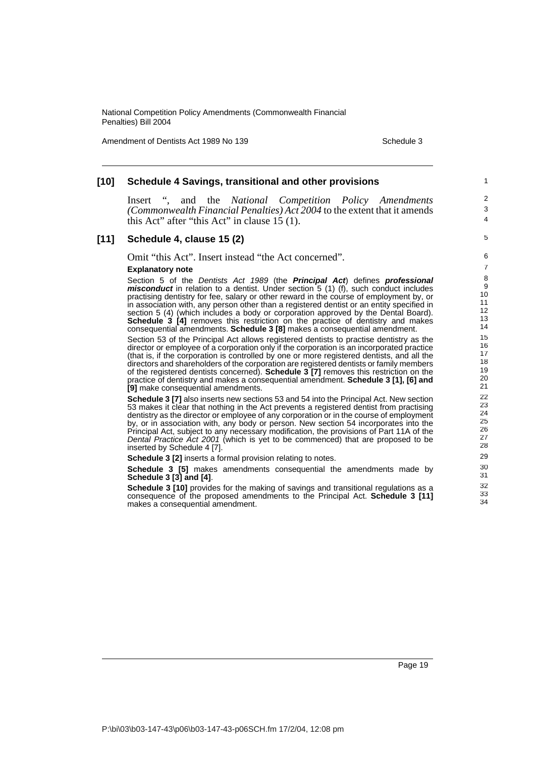**[10] Schedule 4 Savings, transitional and other provisions**

Insert ", and the *National Competition Policy Amendments (Commonwealth Financial Penalties) Act 2004* to the extent that it amends this Act" after "this Act" in clause 15 (1).

**[11] Schedule 4, clause 15 (2)**

Omit "this Act". Insert instead "the Act concerned".

**Explanatory note**

Section 5 of the *Dentists Act 1989* (the ***Principal Act***) defines ***professional misconduct*** in relation to a dentist. Under section 5 (1) (f), such conduct includes practising dentistry for fee, salary or other reward in the course of employment by, or in association with, any person other than a registered dentist or an entity specified in section 5 (4) (which includes a body or corporation approved by the Dental Board). **Schedule 3 [4]** removes this restriction on the practice of dentistry and makes consequential amendments. **Schedule 3 [8]** makes a consequential amendment.

Section 53 of the Principal Act allows registered dentists to practise dentistry as the director or employee of a corporation only if the corporation is an incorporated practice (that is, if the corporation is controlled by one or more registered dentists, and all the directors and shareholders of the corporation are registered dentists or family members of the registered dentists concerned). **Schedule 3 [7]** removes this restriction on the practice of dentistry and makes a consequential amendment. **Schedule 3 [1], [6] and [9]** make consequential amendments.

**Schedule 3 [7]** also inserts new sections 53 and 54 into the Principal Act. New section 53 makes it clear that nothing in the Act prevents a registered dentist from practising dentistry as the director or employee of any corporation or in the course of employment by, or in association with, any body or person. New section 54 incorporates into the Principal Act, subject to any necessary modification, the provisions of Part 11A of the *Dental Practice Act 2001* (which is yet to be commenced) that are proposed to be inserted by Schedule 4 [7].

**Schedule 3 [2]** inserts a formal provision relating to notes.

**Schedule 3 [5]** makes amendments consequential the amendments made by **Schedule 3 [3] and [4]**.

**Schedule 3 [10]** provides for the making of savings and transitional regulations as a consequence of the proposed amendments to the Principal Act. **Schedule 3 [11]** makes a consequential amendment.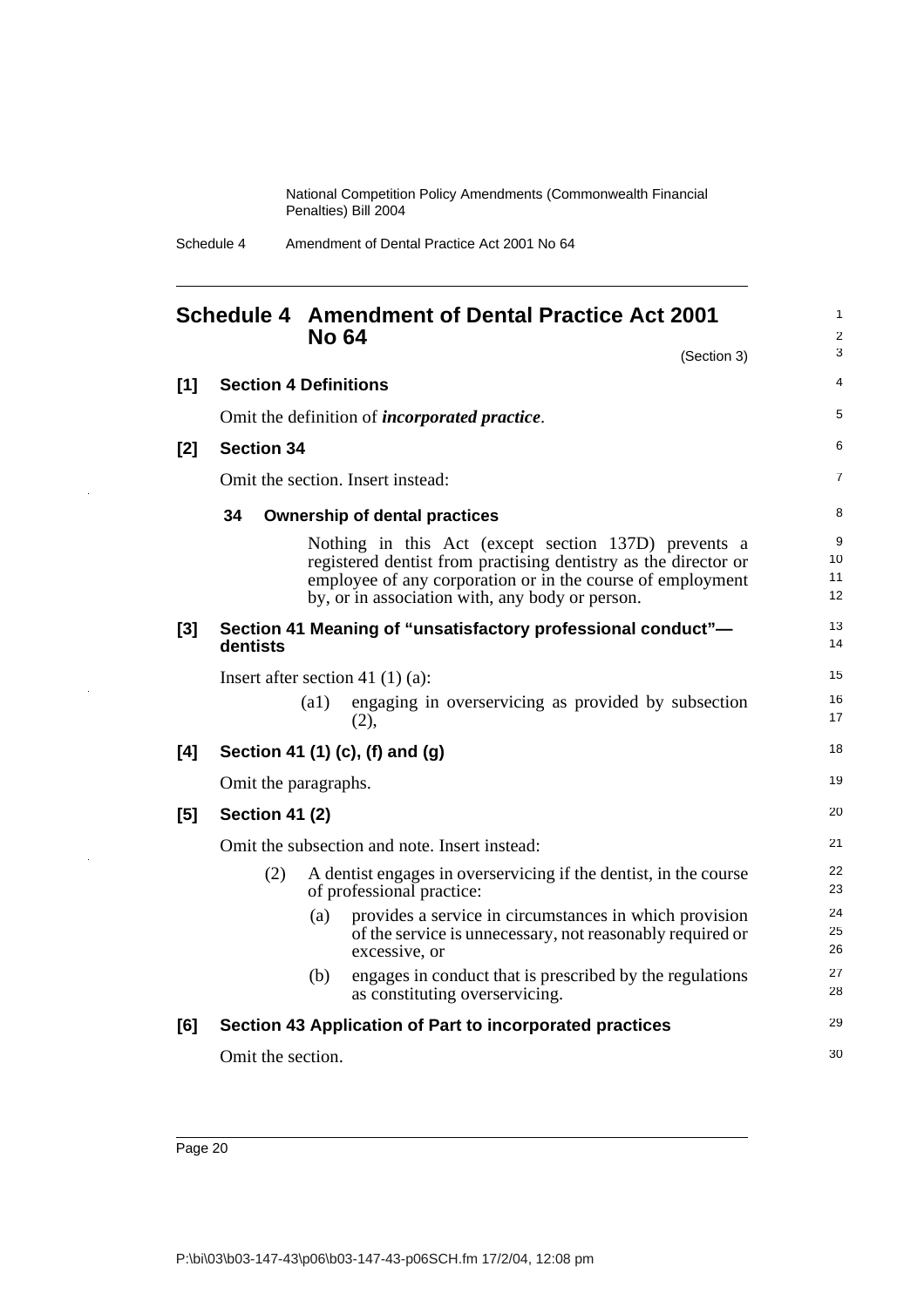# Schedule 4 Amendment of Dental Practice Act 2001 No 64

(Section 3)

## [1] Section 4 Definitions

Omit the definition of ***incorporated practice***.

## [2] Section 34

Omit the section. Insert instead:

### 34 Ownership of dental practices

Nothing in this Act (except section 137D) prevents a registered dentist from practising dentistry as the director or employee of any corporation or in the course of employment by, or in association with, any body or person.

## [3] Section 41 Meaning of "unsatisfactory professional conduct"—dentists

Insert after section 41 (1) (a):

(a1) engaging in overservicing as provided by subsection (2),

## [4] Section 41 (1) (c), (f) and (g)

Omit the paragraphs.

## [5] Section 41 (2)

Omit the subsection and note. Insert instead:

(2) A dentist engages in overservicing if the dentist, in the course of professional practice:

(a) provides a service in circumstances in which provision of the service is unnecessary, not reasonably required or excessive, or

(b) engages in conduct that is prescribed by the regulations as constituting overservicing.

## [6] Section 43 Application of Part to incorporated practices

Omit the section.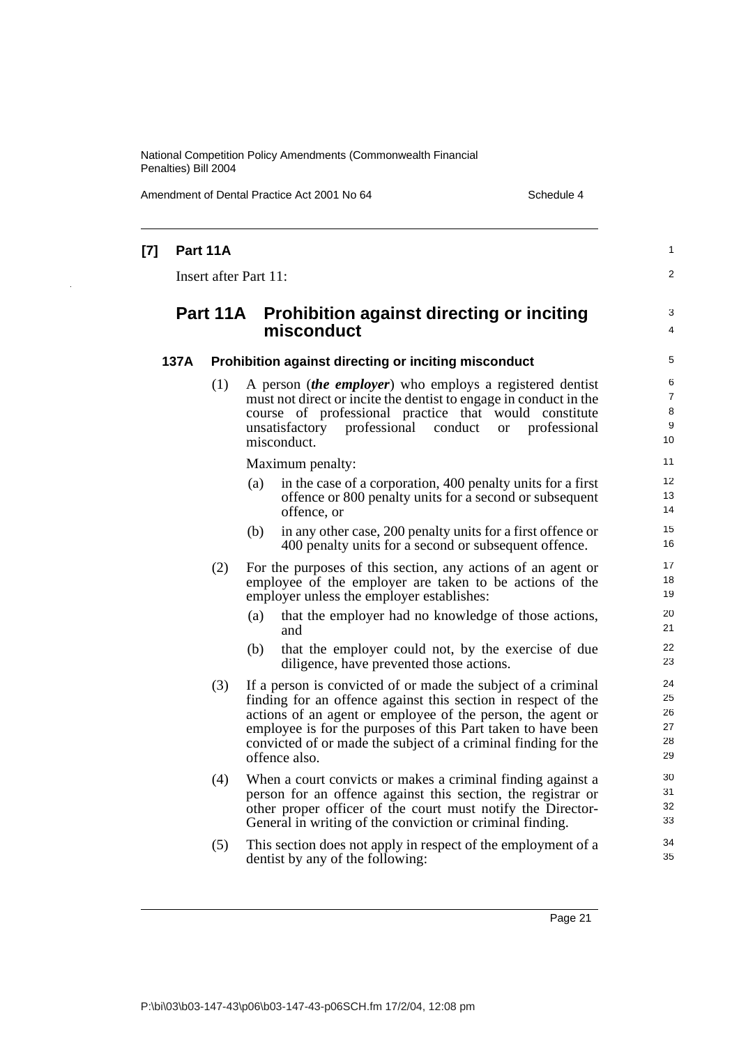**[7] Part 11A**

Insert after Part 11:

## Part 11A Prohibition against directing or inciting misconduct

### 137A Prohibition against directing or inciting misconduct

(1) A person (***the employer***) who employs a registered dentist must not direct or incite the dentist to engage in conduct in the course of professional practice that would constitute unsatisfactory professional conduct or professional misconduct.

Maximum penalty:

(a) in the case of a corporation, 400 penalty units for a first offence or 800 penalty units for a second or subsequent offence, or

(b) in any other case, 200 penalty units for a first offence or 400 penalty units for a second or subsequent offence.

(2) For the purposes of this section, any actions of an agent or employee of the employer are taken to be actions of the employer unless the employer establishes:

(a) that the employer had no knowledge of those actions, and

(b) that the employer could not, by the exercise of due diligence, have prevented those actions.

(3) If a person is convicted of or made the subject of a criminal finding for an offence against this section in respect of the actions of an agent or employee of the person, the agent or employee is for the purposes of this Part taken to have been convicted of or made the subject of a criminal finding for the offence also.

(4) When a court convicts or makes a criminal finding against a person for an offence against this section, the registrar or other proper officer of the court must notify the Director-General in writing of the conviction or criminal finding.

(5) This section does not apply in respect of the employment of a dentist by any of the following: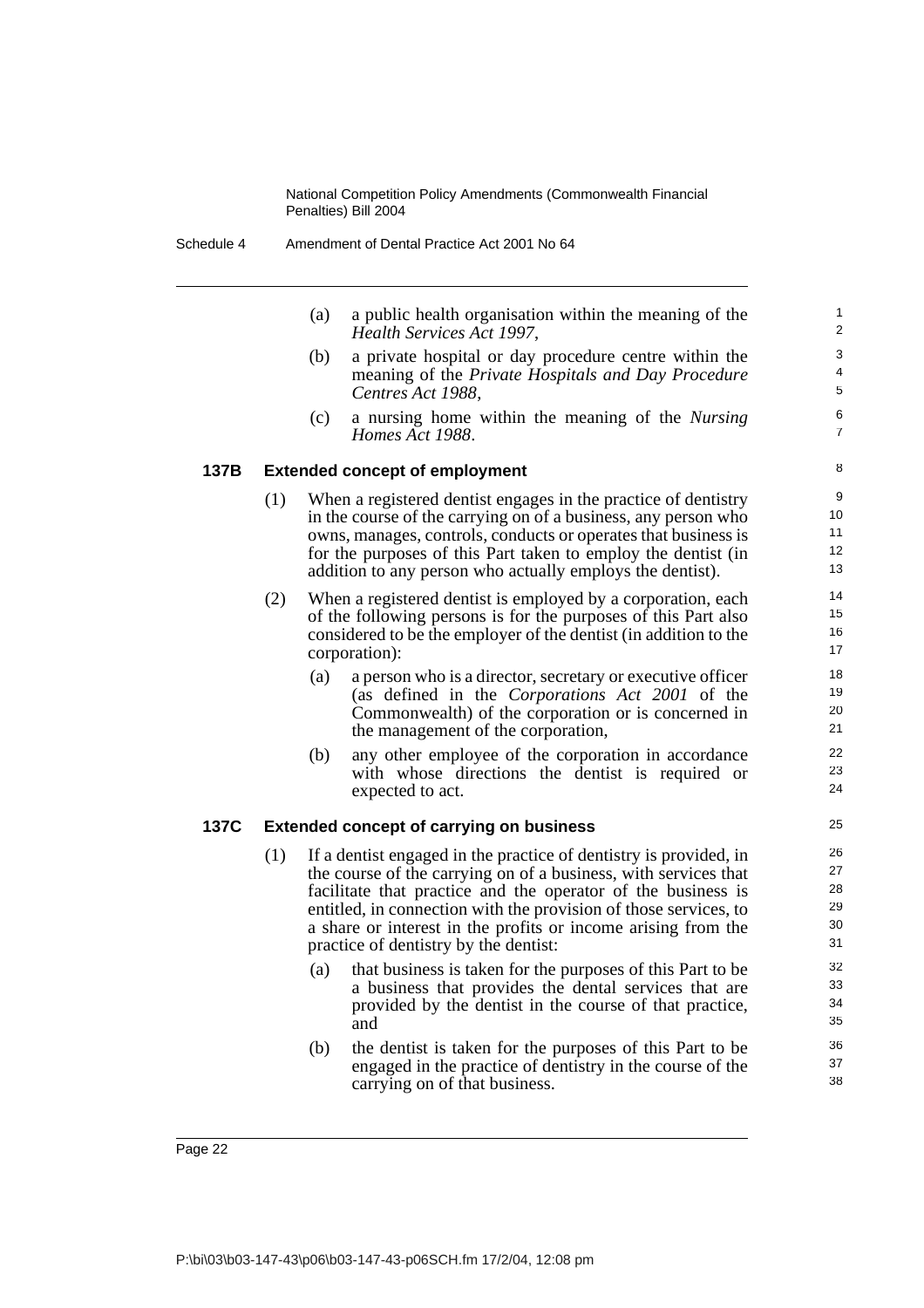(a) a public health organisation within the meaning of the *Health Services Act 1997*,

(b) a private hospital or day procedure centre within the meaning of the *Private Hospitals and Day Procedure Centres Act 1988*,

(c) a nursing home within the meaning of the *Nursing Homes Act 1988*.

### 137B Extended concept of employment

(1) When a registered dentist engages in the practice of dentistry in the course of the carrying on of a business, any person who owns, manages, controls, conducts or operates that business is for the purposes of this Part taken to employ the dentist (in addition to any person who actually employs the dentist).

(2) When a registered dentist is employed by a corporation, each of the following persons is for the purposes of this Part also considered to be the employer of the dentist (in addition to the corporation):

(a) a person who is a director, secretary or executive officer (as defined in the *Corporations Act 2001* of the Commonwealth) of the corporation or is concerned in the management of the corporation,

(b) any other employee of the corporation in accordance with whose directions the dentist is required or expected to act.

### 137C Extended concept of carrying on business

(1) If a dentist engaged in the practice of dentistry is provided, in the course of the carrying on of a business, with services that facilitate that practice and the operator of the business is entitled, in connection with the provision of those services, to a share or interest in the profits or income arising from the practice of dentistry by the dentist:

(a) that business is taken for the purposes of this Part to be a business that provides the dental services that are provided by the dentist in the course of that practice, and

(b) the dentist is taken for the purposes of this Part to be engaged in the practice of dentistry in the course of the carrying on of that business.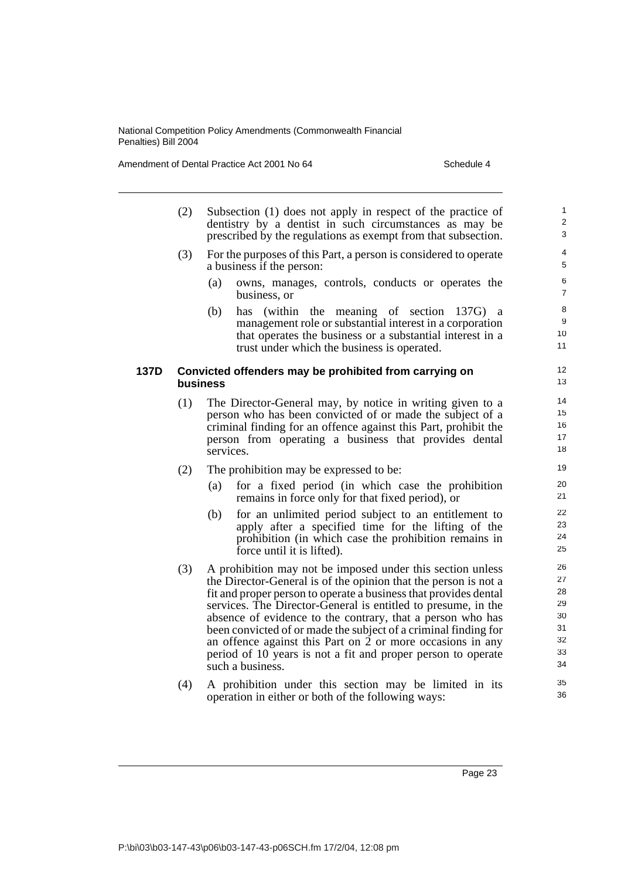(2) Subsection (1) does not apply in respect of the practice of dentistry by a dentist in such circumstances as may be prescribed by the regulations as exempt from that subsection.

(3) For the purposes of this Part, a person is considered to operate a business if the person:

- (a) owns, manages, controls, conducts or operates the business, or
- (b) has (within the meaning of section 137G) a management role or substantial interest in a corporation that operates the business or a substantial interest in a trust under which the business is operated.

### 137D Convicted offenders may be prohibited from carrying on business

(1) The Director-General may, by notice in writing given to a person who has been convicted of or made the subject of a criminal finding for an offence against this Part, prohibit the person from operating a business that provides dental services.

(2) The prohibition may be expressed to be:

- (a) for a fixed period (in which case the prohibition remains in force only for that fixed period), or
- (b) for an unlimited period subject to an entitlement to apply after a specified time for the lifting of the prohibition (in which case the prohibition remains in force until it is lifted).

(3) A prohibition may not be imposed under this section unless the Director-General is of the opinion that the person is not a fit and proper person to operate a business that provides dental services. The Director-General is entitled to presume, in the absence of evidence to the contrary, that a person who has been convicted of or made the subject of a criminal finding for an offence against this Part on 2 or more occasions in any period of 10 years is not a fit and proper person to operate such a business.

(4) A prohibition under this section may be limited in its operation in either or both of the following ways: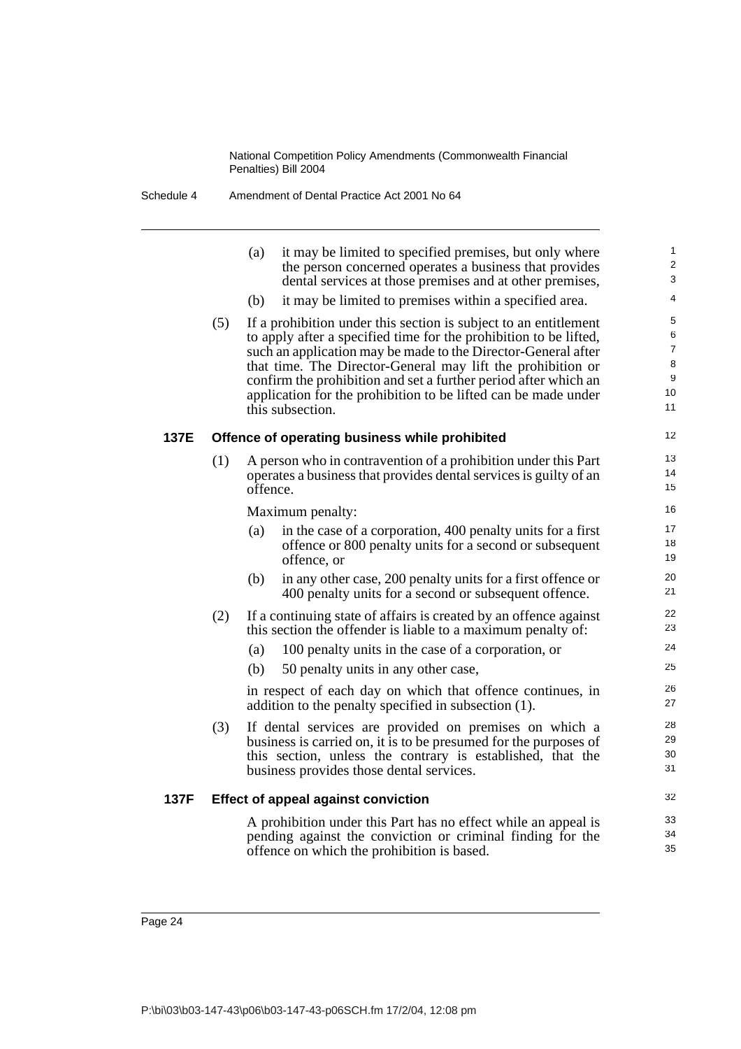(a) it may be limited to specified premises, but only where the person concerned operates a business that provides dental services at those premises and at other premises,

(b) it may be limited to premises within a specified area.

(5) If a prohibition under this section is subject to an entitlement to apply after a specified time for the prohibition to be lifted, such an application may be made to the Director-General after that time. The Director-General may lift the prohibition or confirm the prohibition and set a further period after which an application for the prohibition to be lifted can be made under this subsection.

### 137E Offence of operating business while prohibited

(1) A person who in contravention of a prohibition under this Part operates a business that provides dental services is guilty of an offence.

Maximum penalty:

(a) in the case of a corporation, 400 penalty units for a first offence or 800 penalty units for a second or subsequent offence, or

(b) in any other case, 200 penalty units for a first offence or 400 penalty units for a second or subsequent offence.

(2) If a continuing state of affairs is created by an offence against this section the offender is liable to a maximum penalty of:

(a) 100 penalty units in the case of a corporation, or

(b) 50 penalty units in any other case,

in respect of each day on which that offence continues, in addition to the penalty specified in subsection (1).

(3) If dental services are provided on premises on which a business is carried on, it is to be presumed for the purposes of this section, unless the contrary is established, that the business provides those dental services.

### 137F Effect of appeal against conviction

A prohibition under this Part has no effect while an appeal is pending against the conviction or criminal finding for the offence on which the prohibition is based.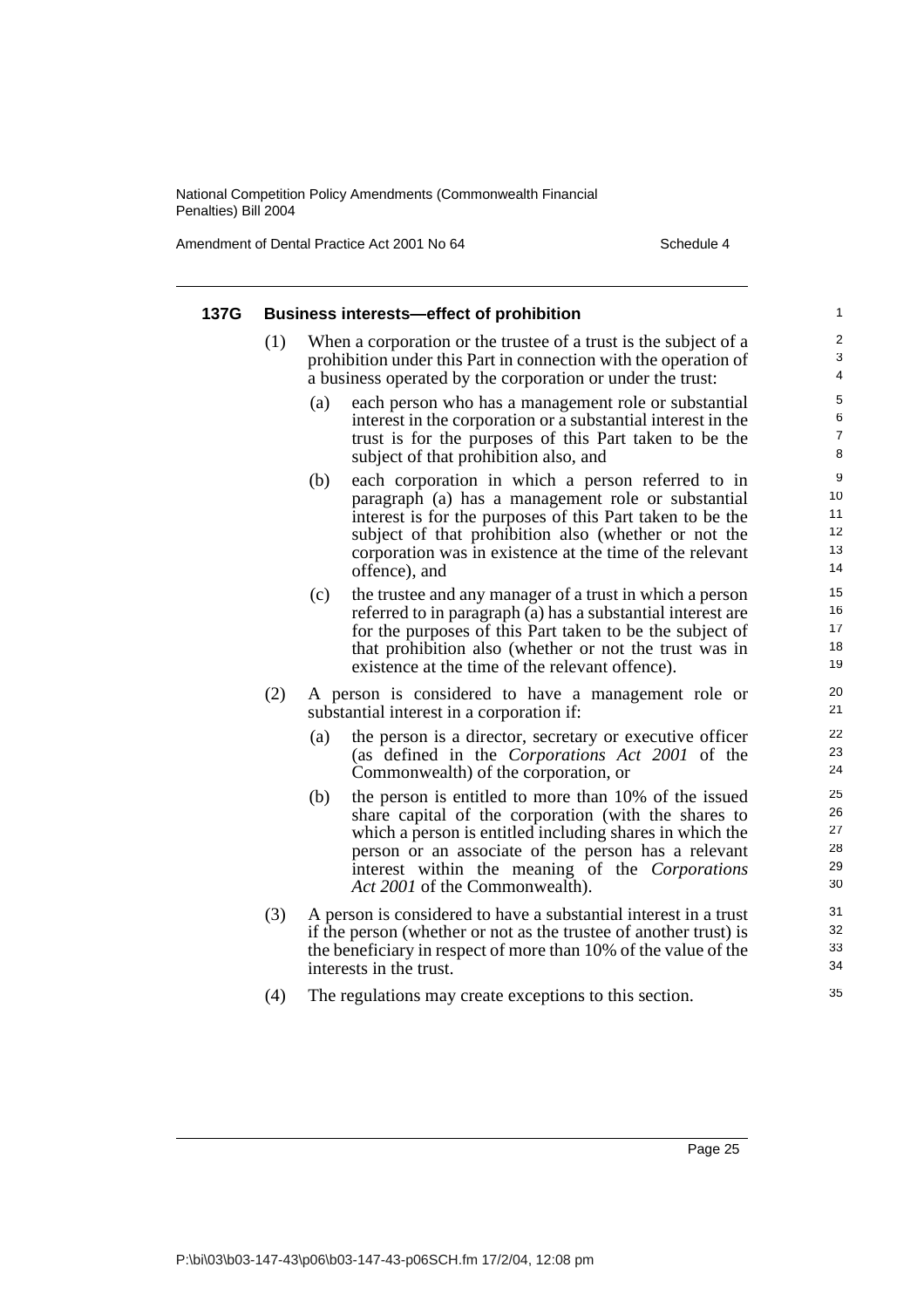### 137G Business interests—effect of prohibition

(1) When a corporation or the trustee of a trust is the subject of a prohibition under this Part in connection with the operation of a business operated by the corporation or under the trust:

  (a) each person who has a management role or substantial interest in the corporation or a substantial interest in the trust is for the purposes of this Part taken to be the subject of that prohibition also, and

  (b) each corporation in which a person referred to in paragraph (a) has a management role or substantial interest is for the purposes of this Part taken to be the subject of that prohibition also (whether or not the corporation was in existence at the time of the relevant offence), and

  (c) the trustee and any manager of a trust in which a person referred to in paragraph (a) has a substantial interest are for the purposes of this Part taken to be the subject of that prohibition also (whether or not the trust was in existence at the time of the relevant offence).

(2) A person is considered to have a management role or substantial interest in a corporation if:

  (a) the person is a director, secretary or executive officer (as defined in the *Corporations Act 2001* of the Commonwealth) of the corporation, or

  (b) the person is entitled to more than 10% of the issued share capital of the corporation (with the shares to which a person is entitled including shares in which the person or an associate of the person has a relevant interest within the meaning of the *Corporations Act 2001* of the Commonwealth).

(3) A person is considered to have a substantial interest in a trust if the person (whether or not as the trustee of another trust) is the beneficiary in respect of more than 10% of the value of the interests in the trust.

(4) The regulations may create exceptions to this section.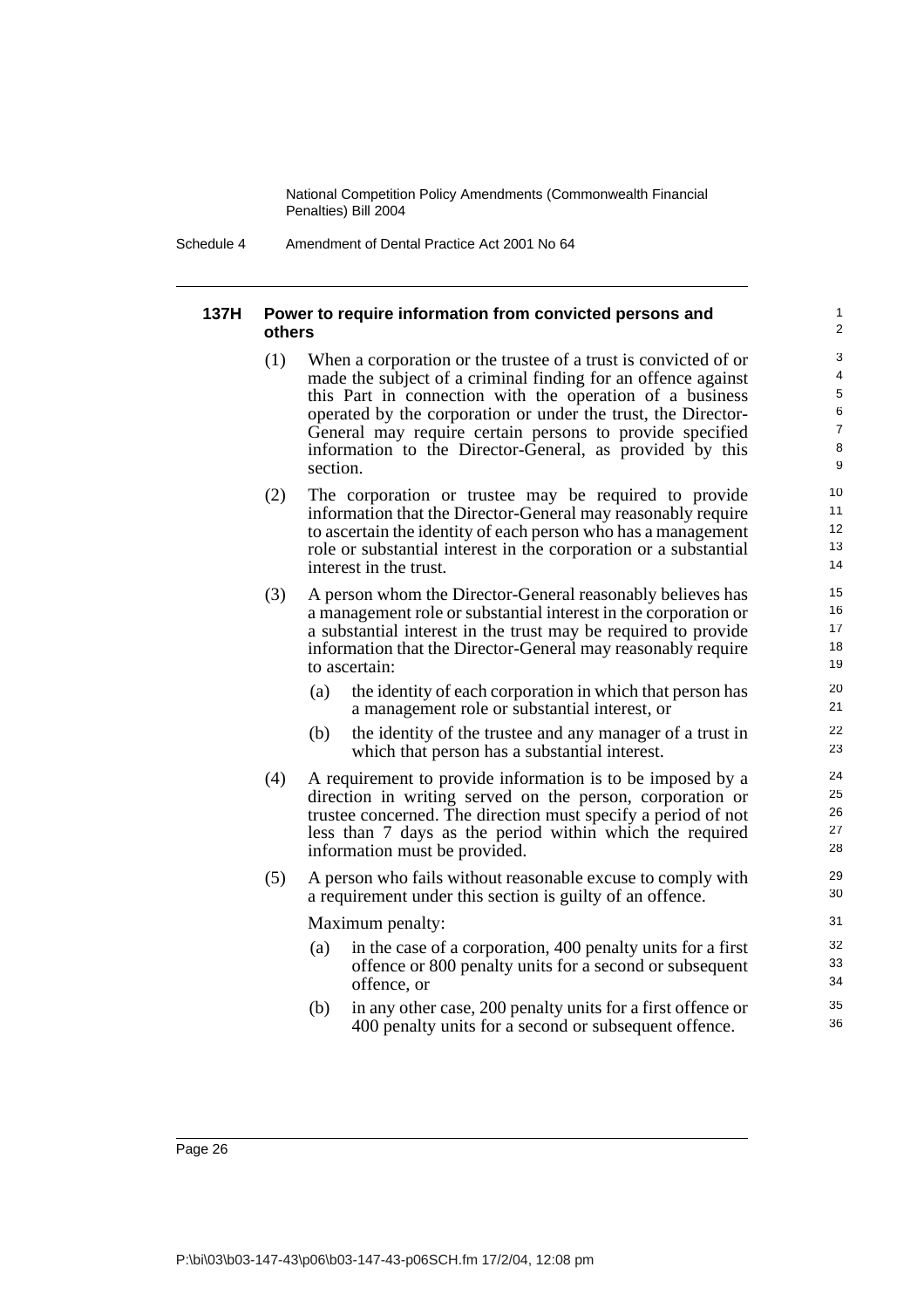### 137H Power to require information from convicted persons and others

(1) When a corporation or the trustee of a trust is convicted of or made the subject of a criminal finding for an offence against this Part in connection with the operation of a business operated by the corporation or under the trust, the Director-General may require certain persons to provide specified information to the Director-General, as provided by this section.

(2) The corporation or trustee may be required to provide information that the Director-General may reasonably require to ascertain the identity of each person who has a management role or substantial interest in the corporation or a substantial interest in the trust.

(3) A person whom the Director-General reasonably believes has a management role or substantial interest in the corporation or a substantial interest in the trust may be required to provide information that the Director-General may reasonably require to ascertain:

- (a) the identity of each corporation in which that person has a management role or substantial interest, or
- (b) the identity of the trustee and any manager of a trust in which that person has a substantial interest.

(4) A requirement to provide information is to be imposed by a direction in writing served on the person, corporation or trustee concerned. The direction must specify a period of not less than 7 days as the period within which the required information must be provided.

(5) A person who fails without reasonable excuse to comply with a requirement under this section is guilty of an offence.

Maximum penalty:

- (a) in the case of a corporation, 400 penalty units for a first offence or 800 penalty units for a second or subsequent offence, or
- (b) in any other case, 200 penalty units for a first offence or 400 penalty units for a second or subsequent offence.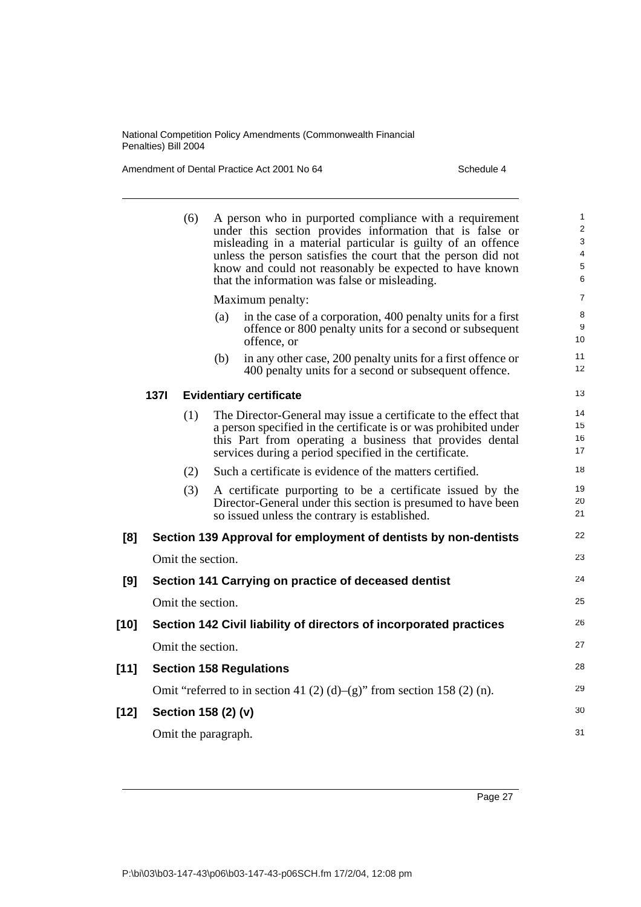(6) A person who in purported compliance with a requirement under this section provides information that is false or misleading in a material particular is guilty of an offence unless the person satisfies the court that the person did not know and could not reasonably be expected to have known that the information was false or misleading.

Maximum penalty:

(a) in the case of a corporation, 400 penalty units for a first offence or 800 penalty units for a second or subsequent offence, or

(b) in any other case, 200 penalty units for a first offence or 400 penalty units for a second or subsequent offence.

**137I Evidentiary certificate**

(1) The Director-General may issue a certificate to the effect that a person specified in the certificate is or was prohibited under this Part from operating a business that provides dental services during a period specified in the certificate.

(2) Such a certificate is evidence of the matters certified.

(3) A certificate purporting to be a certificate issued by the Director-General under this section is presumed to have been so issued unless the contrary is established.

### [8] Section 139 Approval for employment of dentists by non-dentists

Omit the section.

### [9] Section 141 Carrying on practice of deceased dentist

Omit the section.

### [10] Section 142 Civil liability of directors of incorporated practices

Omit the section.

### [11] Section 158 Regulations

Omit "referred to in section 41 (2) (d)–(g)" from section 158 (2) (n).

### [12] Section 158 (2) (v)

Omit the paragraph.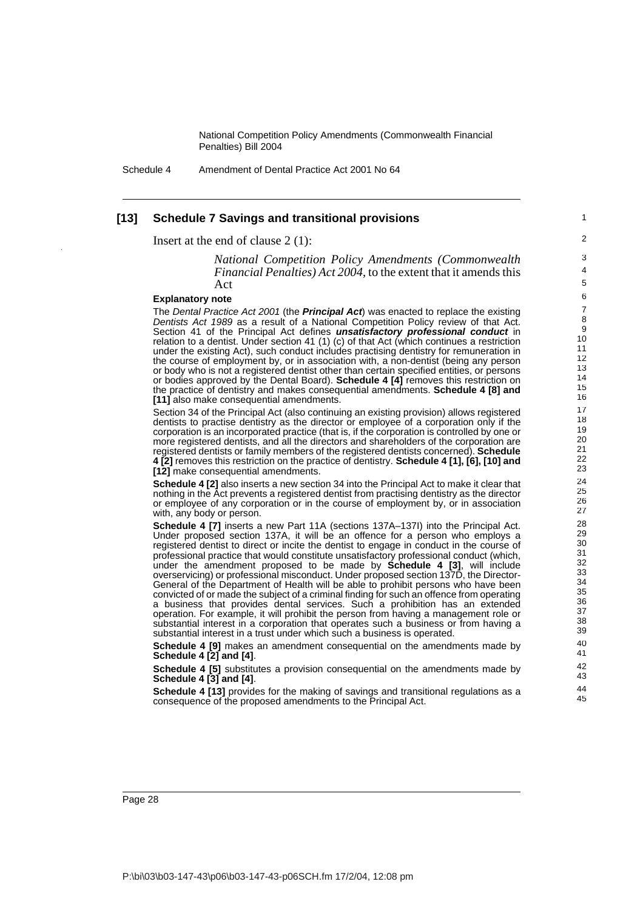## [13] Schedule 7 Savings and transitional provisions

Insert at the end of clause 2 (1):

> *National Competition Policy Amendments (Commonwealth Financial Penalties) Act 2004*, to the extent that it amends this Act

### Explanatory note

The *Dental Practice Act 2001* (the ***Principal Act***) was enacted to replace the existing *Dentists Act 1989* as a result of a National Competition Policy review of that Act. Section 41 of the Principal Act defines ***unsatisfactory professional conduct*** in relation to a dentist. Under section 41 (1) (c) of that Act (which continues a restriction under the existing Act), such conduct includes practising dentistry for remuneration in the course of employment by, or in association with, a non-dentist (being any person or body who is not a registered dentist other than certain specified entities, or persons or bodies approved by the Dental Board). **Schedule 4 [4]** removes this restriction on the practice of dentistry and makes consequential amendments. **Schedule 4 [8] and [11]** also make consequential amendments.

Section 34 of the Principal Act (also continuing an existing provision) allows registered dentists to practise dentistry as the director or employee of a corporation only if the corporation is an incorporated practice (that is, if the corporation is controlled by one or more registered dentists, and all the directors and shareholders of the corporation are registered dentists or family members of the registered dentists concerned). **Schedule 4 [2]** removes this restriction on the practice of dentistry. **Schedule 4 [1], [6], [10] and [12]** make consequential amendments.

**Schedule 4 [2]** also inserts a new section 34 into the Principal Act to make it clear that nothing in the Act prevents a registered dentist from practising dentistry as the director or employee of any corporation or in the course of employment by, or in association with, any body or person.

**Schedule 4 [7]** inserts a new Part 11A (sections 137A–137I) into the Principal Act. Under proposed section 137A, it will be an offence for a person who employs a registered dentist to direct or incite the dentist to engage in conduct in the course of professional practice that would constitute unsatisfactory professional conduct (which, under the amendment proposed to be made by **Schedule 4 [3]**, will include overservicing) or professional misconduct. Under proposed section 137D, the Director-General of the Department of Health will be able to prohibit persons who have been convicted of or made the subject of a criminal finding for such an offence from operating a business that provides dental services. Such a prohibition has an extended operation. For example, it will prohibit the person from having a management role or substantial interest in a corporation that operates such a business or from having a substantial interest in a trust under which such a business is operated.

**Schedule 4 [9]** makes an amendment consequential on the amendments made by **Schedule 4 [2] and [4]**.

**Schedule 4 [5]** substitutes a provision consequential on the amendments made by **Schedule 4 [3] and [4]**.

**Schedule 4 [13]** provides for the making of savings and transitional regulations as a consequence of the proposed amendments to the Principal Act.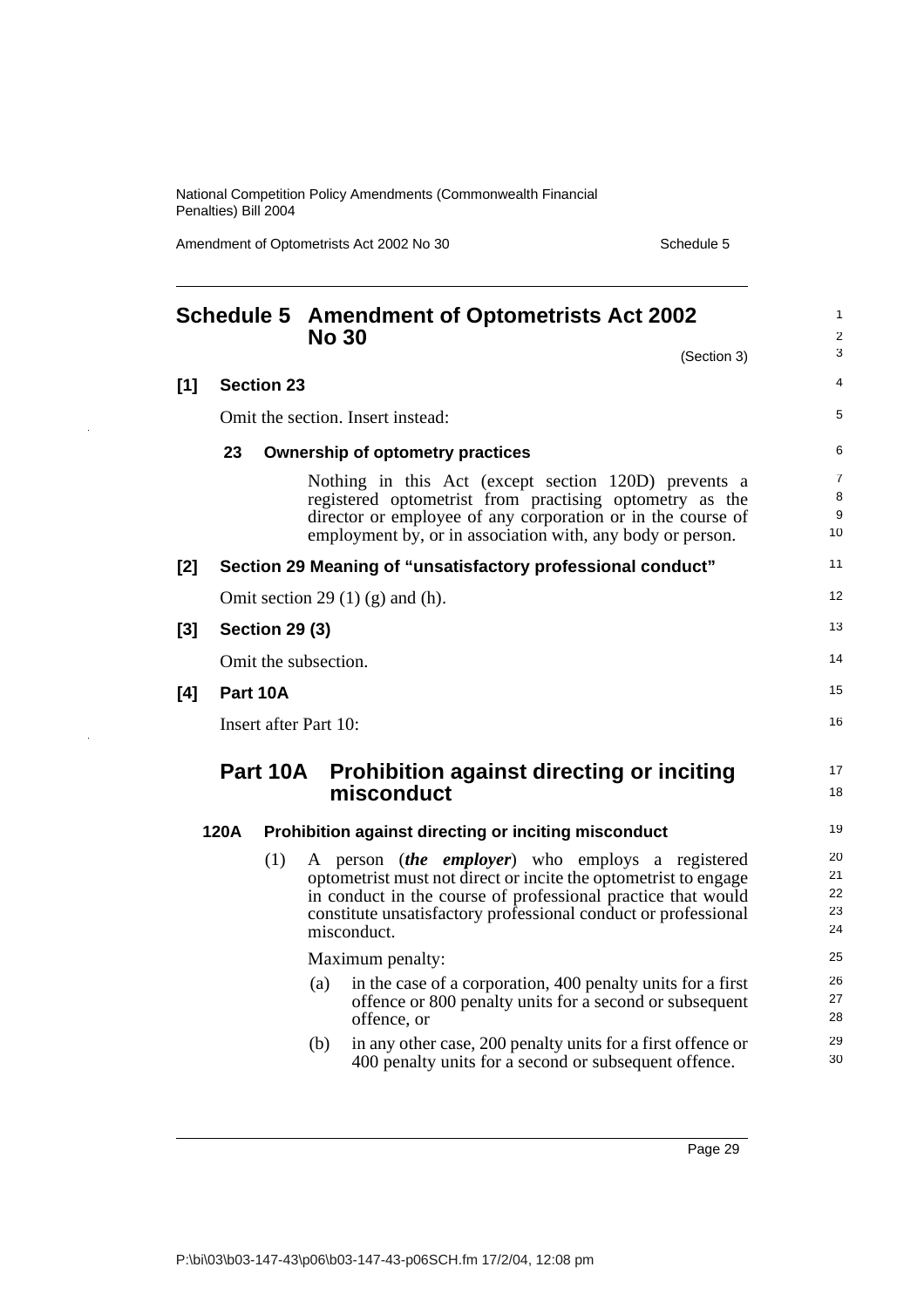# Schedule 5 Amendment of Optometrists Act 2002 No 30

(Section 3)

**[1] Section 23**

Omit the section. Insert instead:

**23 Ownership of optometry practices**

Nothing in this Act (except section 120D) prevents a registered optometrist from practising optometry as the director or employee of any corporation or in the course of employment by, or in association with, any body or person.

**[2] Section 29 Meaning of "unsatisfactory professional conduct"**

Omit section 29 (1) (g) and (h).

**[3] Section 29 (3)**

Omit the subsection.

**[4] Part 10A**

Insert after Part 10:

## Part 10A Prohibition against directing or inciting misconduct

**120A Prohibition against directing or inciting misconduct**

(1) A person (***the employer***) who employs a registered optometrist must not direct or incite the optometrist to engage in conduct in the course of professional practice that would constitute unsatisfactory professional conduct or professional misconduct.

Maximum penalty:

(a) in the case of a corporation, 400 penalty units for a first offence or 800 penalty units for a second or subsequent offence, or

(b) in any other case, 200 penalty units for a first offence or 400 penalty units for a second or subsequent offence.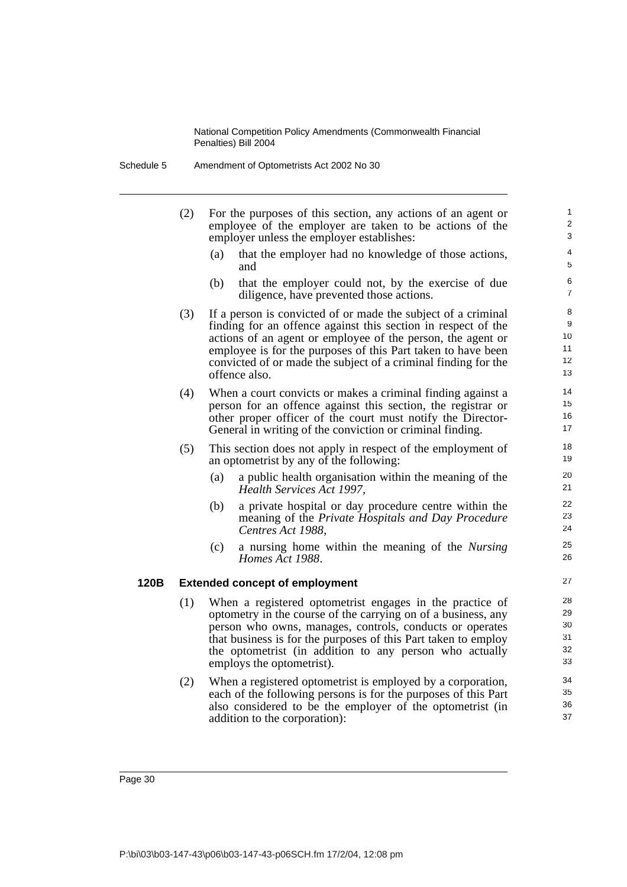(2) For the purposes of this section, any actions of an agent or employee of the employer are taken to be actions of the employer unless the employer establishes:

   (a) that the employer had no knowledge of those actions, and

   (b) that the employer could not, by the exercise of due diligence, have prevented those actions.

(3) If a person is convicted of or made the subject of a criminal finding for an offence against this section in respect of the actions of an agent or employee of the person, the agent or employee is for the purposes of this Part taken to have been convicted of or made the subject of a criminal finding for the offence also.

(4) When a court convicts or makes a criminal finding against a person for an offence against this section, the registrar or other proper officer of the court must notify the Director-General in writing of the conviction or criminal finding.

(5) This section does not apply in respect of the employment of an optometrist by any of the following:

   (a) a public health organisation within the meaning of the *Health Services Act 1997*,

   (b) a private hospital or day procedure centre within the meaning of the *Private Hospitals and Day Procedure Centres Act 1988*,

   (c) a nursing home within the meaning of the *Nursing Homes Act 1988*.

**120B Extended concept of employment**

(1) When a registered optometrist engages in the practice of optometry in the course of the carrying on of a business, any person who owns, manages, controls, conducts or operates that business is for the purposes of this Part taken to employ the optometrist (in addition to any person who actually employs the optometrist).

(2) When a registered optometrist is employed by a corporation, each of the following persons is for the purposes of this Part also considered to be the employer of the optometrist (in addition to the corporation):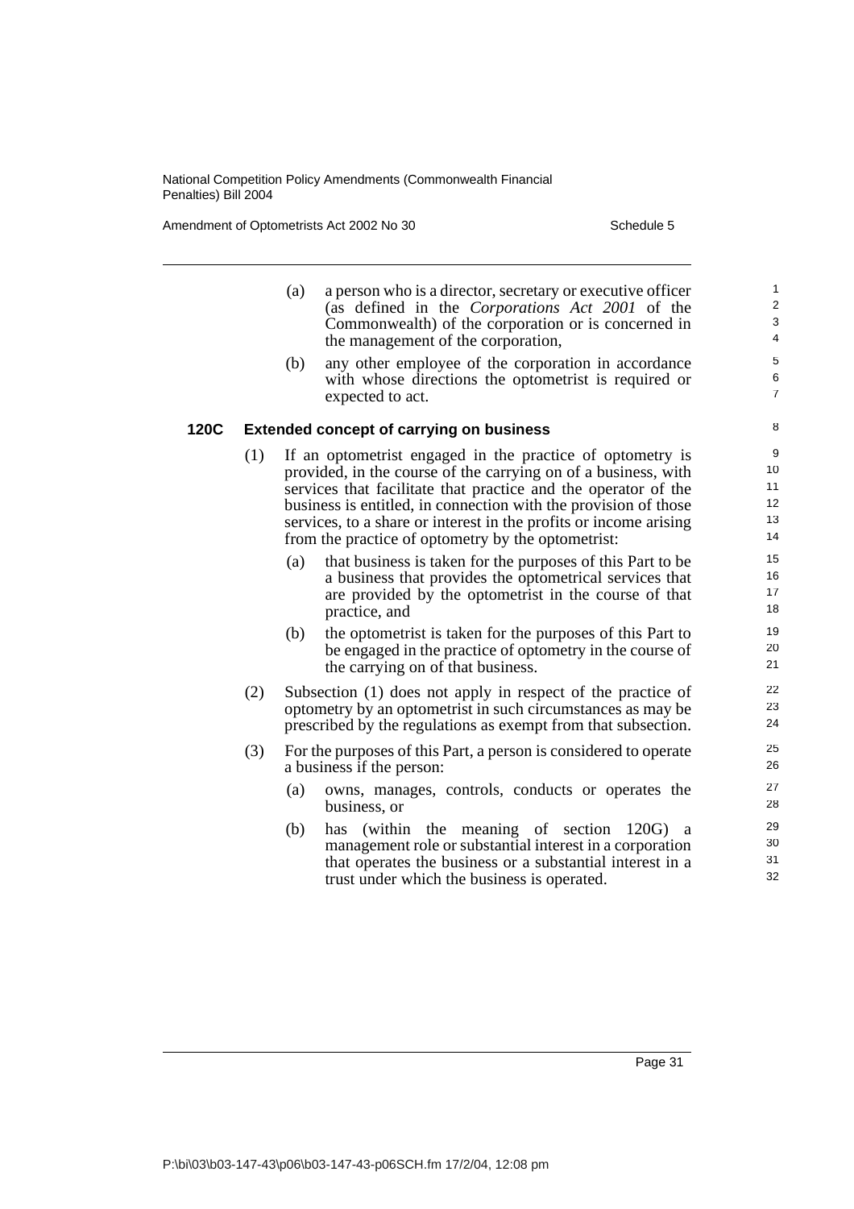(a) a person who is a director, secretary or executive officer (as defined in the *Corporations Act 2001* of the Commonwealth) of the corporation or is concerned in the management of the corporation,

(b) any other employee of the corporation in accordance with whose directions the optometrist is required or expected to act.

### 120C Extended concept of carrying on business

(1) If an optometrist engaged in the practice of optometry is provided, in the course of the carrying on of a business, with services that facilitate that practice and the operator of the business is entitled, in connection with the provision of those services, to a share or interest in the profits or income arising from the practice of optometry by the optometrist:

(a) that business is taken for the purposes of this Part to be a business that provides the optometrical services that are provided by the optometrist in the course of that practice, and

(b) the optometrist is taken for the purposes of this Part to be engaged in the practice of optometry in the course of the carrying on of that business.

(2) Subsection (1) does not apply in respect of the practice of optometry by an optometrist in such circumstances as may be prescribed by the regulations as exempt from that subsection.

(3) For the purposes of this Part, a person is considered to operate a business if the person:

(a) owns, manages, controls, conducts or operates the business, or

(b) has (within the meaning of section 120G) a management role or substantial interest in a corporation that operates the business or a substantial interest in a trust under which the business is operated.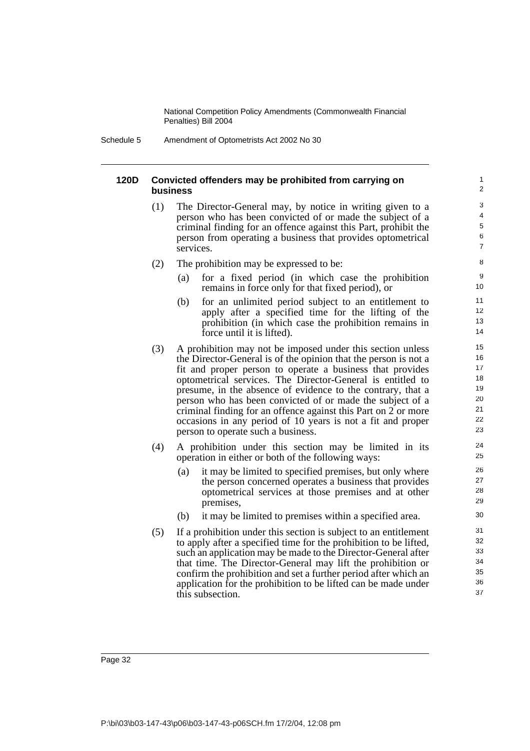#### 120D Convicted offenders may be prohibited from carrying on business

(1) The Director-General may, by notice in writing given to a person who has been convicted of or made the subject of a criminal finding for an offence against this Part, prohibit the person from operating a business that provides optometrical services.

(2) The prohibition may be expressed to be:

(a) for a fixed period (in which case the prohibition remains in force only for that fixed period), or

(b) for an unlimited period subject to an entitlement to apply after a specified time for the lifting of the prohibition (in which case the prohibition remains in force until it is lifted).

(3) A prohibition may not be imposed under this section unless the Director-General is of the opinion that the person is not a fit and proper person to operate a business that provides optometrical services. The Director-General is entitled to presume, in the absence of evidence to the contrary, that a person who has been convicted of or made the subject of a criminal finding for an offence against this Part on 2 or more occasions in any period of 10 years is not a fit and proper person to operate such a business.

(4) A prohibition under this section may be limited in its operation in either or both of the following ways:

(a) it may be limited to specified premises, but only where the person concerned operates a business that provides optometrical services at those premises and at other premises,

(b) it may be limited to premises within a specified area.

(5) If a prohibition under this section is subject to an entitlement to apply after a specified time for the prohibition to be lifted, such an application may be made to the Director-General after that time. The Director-General may lift the prohibition or confirm the prohibition and set a further period after which an application for the prohibition to be lifted can be made under this subsection.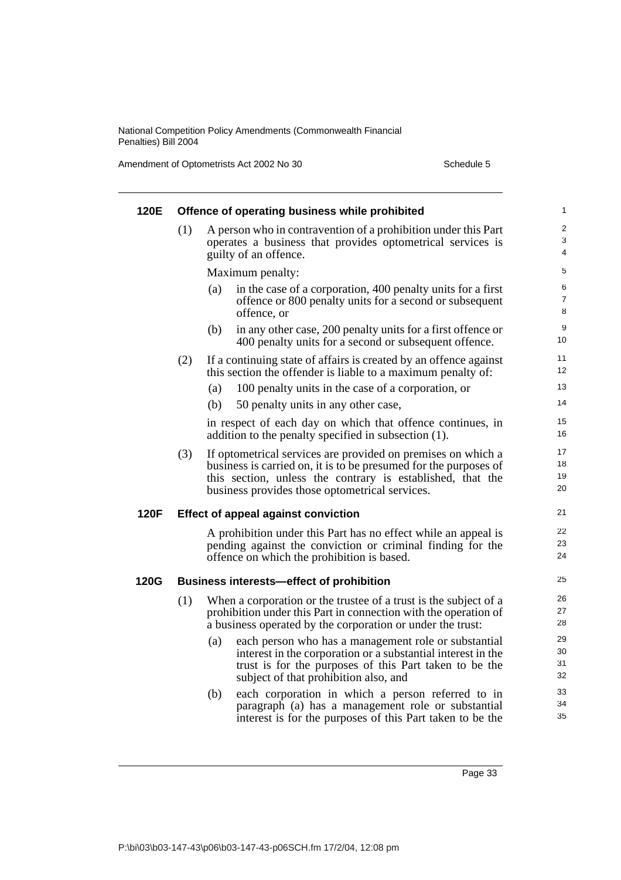### 120E Offence of operating business while prohibited

(1) A person who in contravention of a prohibition under this Part operates a business that provides optometrical services is guilty of an offence.

Maximum penalty:

(a) in the case of a corporation, 400 penalty units for a first offence or 800 penalty units for a second or subsequent offence, or

(b) in any other case, 200 penalty units for a first offence or 400 penalty units for a second or subsequent offence.

(2) If a continuing state of affairs is created by an offence against this section the offender is liable to a maximum penalty of:

(a) 100 penalty units in the case of a corporation, or

(b) 50 penalty units in any other case,

in respect of each day on which that offence continues, in addition to the penalty specified in subsection (1).

(3) If optometrical services are provided on premises on which a business is carried on, it is to be presumed for the purposes of this section, unless the contrary is established, that the business provides those optometrical services.

### 120F Effect of appeal against conviction

A prohibition under this Part has no effect while an appeal is pending against the conviction or criminal finding for the offence on which the prohibition is based.

### 120G Business interests—effect of prohibition

(1) When a corporation or the trustee of a trust is the subject of a prohibition under this Part in connection with the operation of a business operated by the corporation or under the trust:

(a) each person who has a management role or substantial interest in the corporation or a substantial interest in the trust is for the purposes of this Part taken to be the subject of that prohibition also, and

(b) each corporation in which a person referred to in paragraph (a) has a management role or substantial interest is for the purposes of this Part taken to be the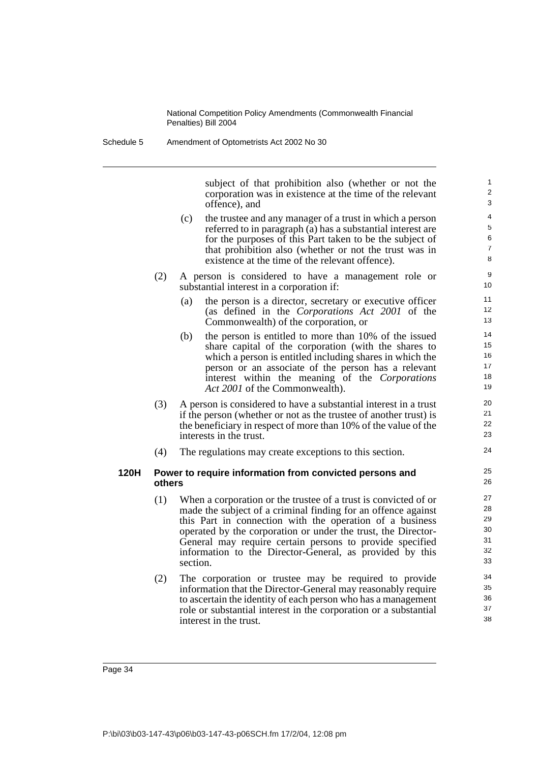subject of that prohibition also (whether or not the corporation was in existence at the time of the relevant offence), and

(c) the trustee and any manager of a trust in which a person referred to in paragraph (a) has a substantial interest are for the purposes of this Part taken to be the subject of that prohibition also (whether or not the trust was in existence at the time of the relevant offence).

(2) A person is considered to have a management role or substantial interest in a corporation if:

(a) the person is a director, secretary or executive officer (as defined in the *Corporations Act 2001* of the Commonwealth) of the corporation, or

(b) the person is entitled to more than 10% of the issued share capital of the corporation (with the shares to which a person is entitled including shares in which the person or an associate of the person has a relevant interest within the meaning of the *Corporations Act 2001* of the Commonwealth).

(3) A person is considered to have a substantial interest in a trust if the person (whether or not as the trustee of another trust) is the beneficiary in respect of more than 10% of the value of the interests in the trust.

(4) The regulations may create exceptions to this section.

### 120H Power to require information from convicted persons and others

(1) When a corporation or the trustee of a trust is convicted of or made the subject of a criminal finding for an offence against this Part in connection with the operation of a business operated by the corporation or under the trust, the Director-General may require certain persons to provide specified information to the Director-General, as provided by this section.

(2) The corporation or trustee may be required to provide information that the Director-General may reasonably require to ascertain the identity of each person who has a management role or substantial interest in the corporation or a substantial interest in the trust.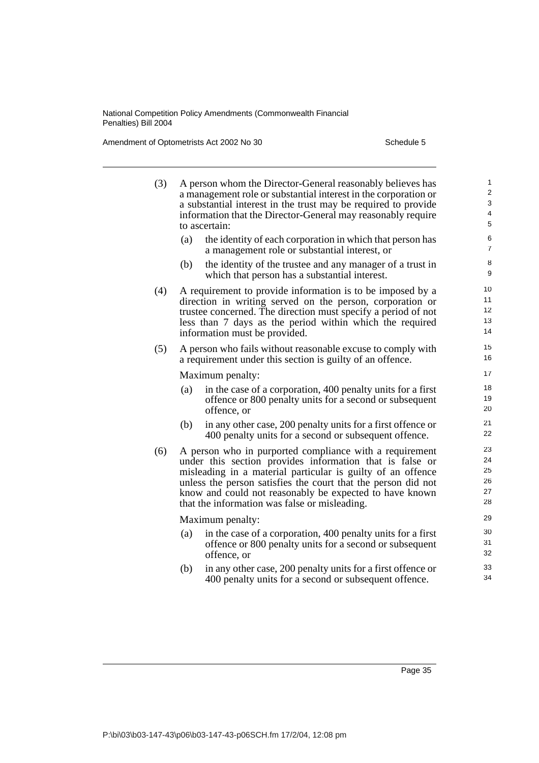(3) A person whom the Director-General reasonably believes has a management role or substantial interest in the corporation or a substantial interest in the trust may be required to provide information that the Director-General may reasonably require to ascertain:

(a) the identity of each corporation in which that person has a management role or substantial interest, or

(b) the identity of the trustee and any manager of a trust in which that person has a substantial interest.

(4) A requirement to provide information is to be imposed by a direction in writing served on the person, corporation or trustee concerned. The direction must specify a period of not less than 7 days as the period within which the required information must be provided.

(5) A person who fails without reasonable excuse to comply with a requirement under this section is guilty of an offence.

Maximum penalty:

(a) in the case of a corporation, 400 penalty units for a first offence or 800 penalty units for a second or subsequent offence, or

(b) in any other case, 200 penalty units for a first offence or 400 penalty units for a second or subsequent offence.

(6) A person who in purported compliance with a requirement under this section provides information that is false or misleading in a material particular is guilty of an offence unless the person satisfies the court that the person did not know and could not reasonably be expected to have known that the information was false or misleading.

Maximum penalty:

(a) in the case of a corporation, 400 penalty units for a first offence or 800 penalty units for a second or subsequent offence, or

(b) in any other case, 200 penalty units for a first offence or 400 penalty units for a second or subsequent offence.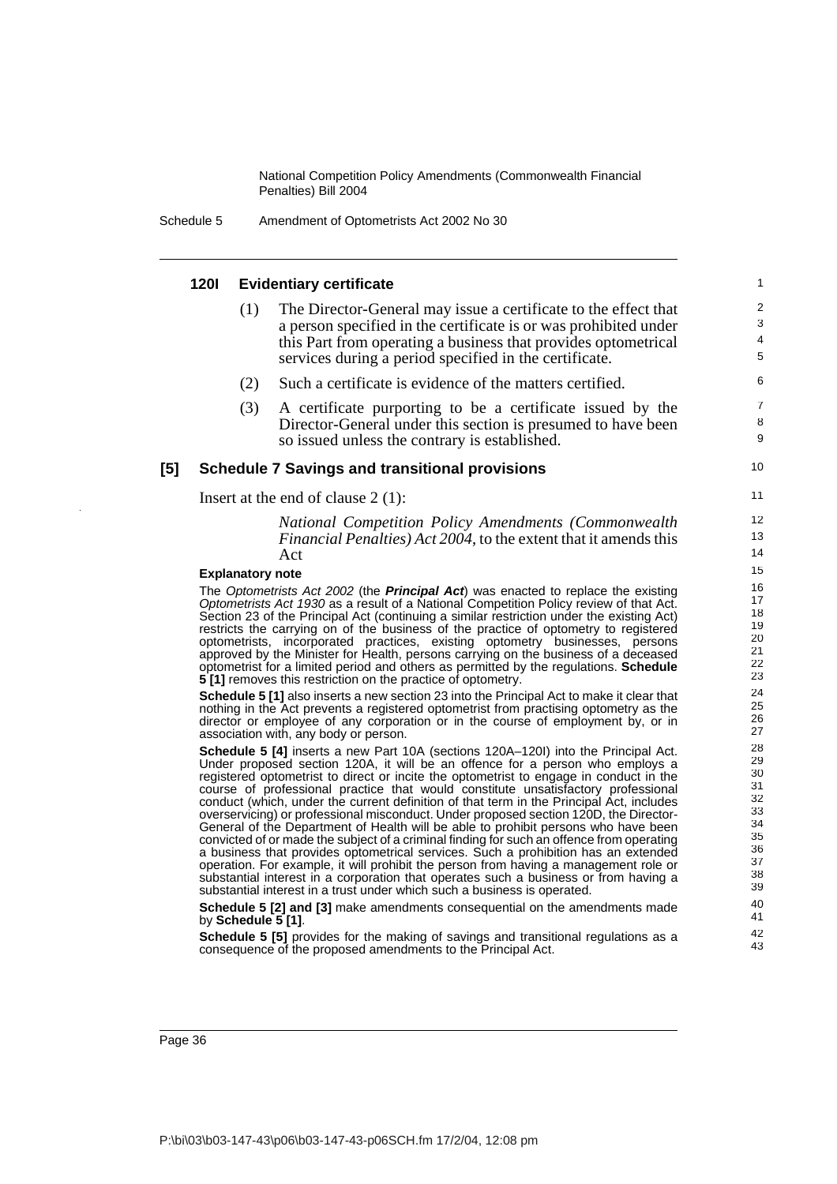#### 120I Evidentiary certificate

(1) The Director-General may issue a certificate to the effect that a person specified in the certificate is or was prohibited under this Part from operating a business that provides optometrical services during a period specified in the certificate.

(2) Such a certificate is evidence of the matters certified.

(3) A certificate purporting to be a certificate issued by the Director-General under this section is presumed to have been so issued unless the contrary is established.

### [5] Schedule 7 Savings and transitional provisions

Insert at the end of clause 2 (1):

> *National Competition Policy Amendments (Commonwealth Financial Penalties) Act 2004*, to the extent that it amends this Act

#### Explanatory note

The *Optometrists Act 2002* (the ***Principal Act***) was enacted to replace the existing *Optometrists Act 1930* as a result of a National Competition Policy review of that Act. Section 23 of the Principal Act (continuing a similar restriction under the existing Act) restricts the carrying on of the business of the practice of optometry to registered optometrists, incorporated practices, existing optometry businesses, persons approved by the Minister for Health, persons carrying on the business of a deceased optometrist for a limited period and others as permitted by the regulations. **Schedule 5 [1]** removes this restriction on the practice of optometry.

**Schedule 5 [1]** also inserts a new section 23 into the Principal Act to make it clear that nothing in the Act prevents a registered optometrist from practising optometry as the director or employee of any corporation or in the course of employment by, or in association with, any body or person.

**Schedule 5 [4]** inserts a new Part 10A (sections 120A–120I) into the Principal Act. Under proposed section 120A, it will be an offence for a person who employs a registered optometrist to direct or incite the optometrist to engage in conduct in the course of professional practice that would constitute unsatisfactory professional conduct (which, under the current definition of that term in the Principal Act, includes overservicing) or professional misconduct. Under proposed section 120D, the Director-General of the Department of Health will be able to prohibit persons who have been convicted of or made the subject of a criminal finding for such an offence from operating a business that provides optometrical services. Such a prohibition has an extended operation. For example, it will prohibit the person from having a management role or substantial interest in a corporation that operates such a business or from having a substantial interest in a trust under which such a business is operated.

**Schedule 5 [2] and [3]** make amendments consequential on the amendments made by **Schedule 5 [1]**.

**Schedule 5 [5]** provides for the making of savings and transitional regulations as a consequence of the proposed amendments to the Principal Act.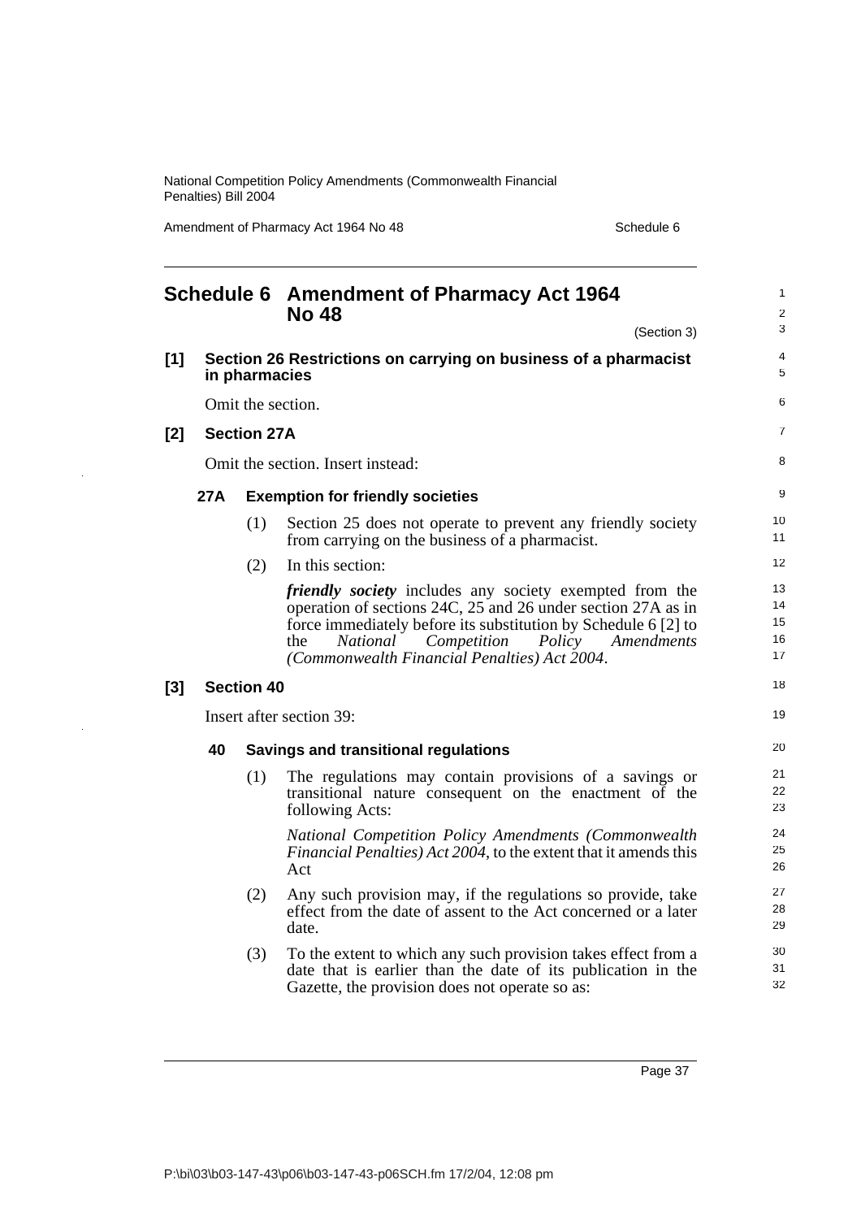# Schedule 6 Amendment of Pharmacy Act 1964 No 48

(Section 3)

**[1] Section 26 Restrictions on carrying on business of a pharmacist in pharmacies**

Omit the section.

**[2] Section 27A**

Omit the section. Insert instead:

**27A Exemption for friendly societies**

(1) Section 25 does not operate to prevent any friendly society from carrying on the business of a pharmacist.

(2) In this section:

***friendly society*** includes any society exempted from the operation of sections 24C, 25 and 26 under section 27A as in force immediately before its substitution by Schedule 6 [2] to the *National Competition Policy Amendments (Commonwealth Financial Penalties) Act 2004*.

**[3] Section 40**

Insert after section 39:

**40 Savings and transitional regulations**

(1) The regulations may contain provisions of a savings or transitional nature consequent on the enactment of the following Acts:

*National Competition Policy Amendments (Commonwealth Financial Penalties) Act 2004*, to the extent that it amends this Act

(2) Any such provision may, if the regulations so provide, take effect from the date of assent to the Act concerned or a later date.

(3) To the extent to which any such provision takes effect from a date that is earlier than the date of its publication in the Gazette, the provision does not operate so as: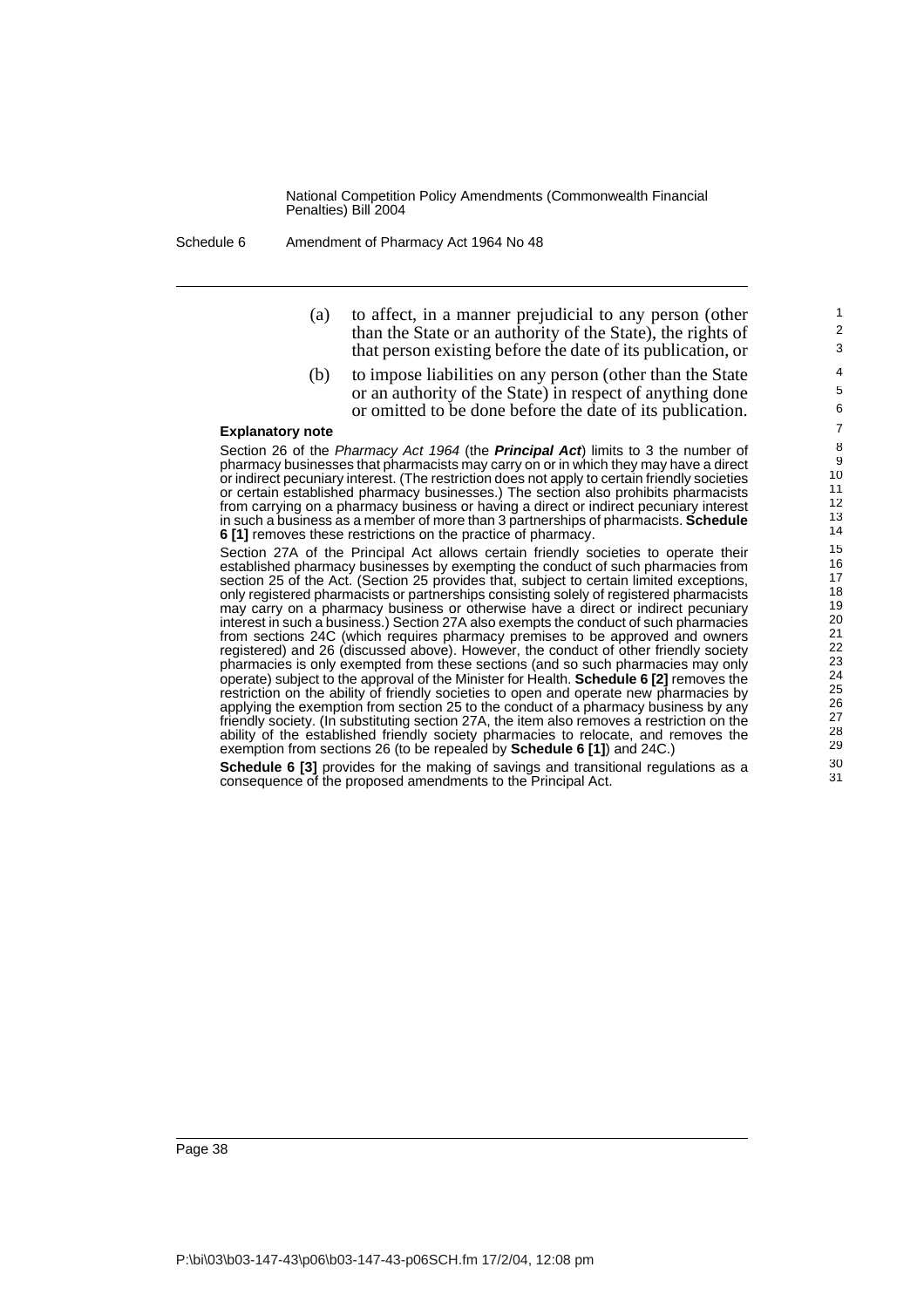(a) to affect, in a manner prejudicial to any person (other than the State or an authority of the State), the rights of that person existing before the date of its publication, or

(b) to impose liabilities on any person (other than the State or an authority of the State) in respect of anything done or omitted to be done before the date of its publication.

**Explanatory note**

Section 26 of the *Pharmacy Act 1964* (the ***Principal Act***) limits to 3 the number of pharmacy businesses that pharmacists may carry on or in which they may have a direct or indirect pecuniary interest. (The restriction does not apply to certain friendly societies or certain established pharmacy businesses.) The section also prohibits pharmacists from carrying on a pharmacy business or having a direct or indirect pecuniary interest in such a business as a member of more than 3 partnerships of pharmacists. **Schedule 6 [1]** removes these restrictions on the practice of pharmacy.

Section 27A of the Principal Act allows certain friendly societies to operate their established pharmacy businesses by exempting the conduct of such pharmacies from section 25 of the Act. (Section 25 provides that, subject to certain limited exceptions, only registered pharmacists or partnerships consisting solely of registered pharmacists may carry on a pharmacy business or otherwise have a direct or indirect pecuniary interest in such a business.) Section 27A also exempts the conduct of such pharmacies from sections 24C (which requires pharmacy premises to be approved and owners registered) and 26 (discussed above). However, the conduct of other friendly society pharmacies is only exempted from these sections (and so such pharmacies may only operate) subject to the approval of the Minister for Health. **Schedule 6 [2]** removes the restriction on the ability of friendly societies to open and operate new pharmacies by applying the exemption from section 25 to the conduct of a pharmacy business by any friendly society. (In substituting section 27A, the item also removes a restriction on the ability of the established friendly society pharmacies to relocate, and removes the exemption from sections 26 (to be repealed by **Schedule 6 [1]**) and 24C.)

**Schedule 6 [3]** provides for the making of savings and transitional regulations as a consequence of the proposed amendments to the Principal Act.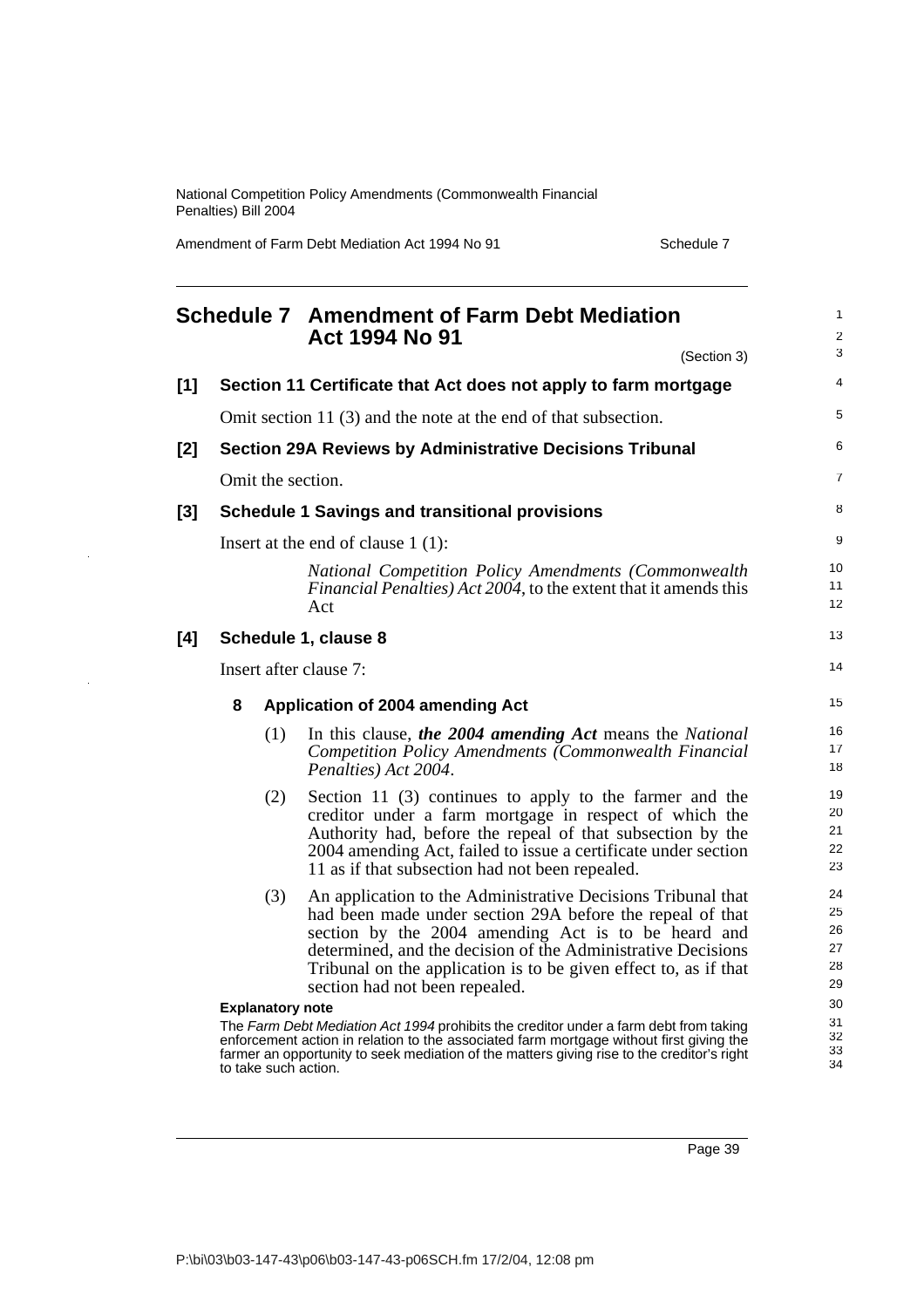# Schedule 7 Amendment of Farm Debt Mediation Act 1994 No 91

(Section 3)

**[1] Section 11 Certificate that Act does not apply to farm mortgage**

Omit section 11 (3) and the note at the end of that subsection.

**[2] Section 29A Reviews by Administrative Decisions Tribunal**

Omit the section.

**[3] Schedule 1 Savings and transitional provisions**

Insert at the end of clause 1 (1):

> *National Competition Policy Amendments (Commonwealth Financial Penalties) Act 2004*, to the extent that it amends this Act

**[4] Schedule 1, clause 8**

Insert after clause 7:

> **8 Application of 2004 amending Act**
>
> (1) In this clause, ***the 2004 amending Act*** means the *National Competition Policy Amendments (Commonwealth Financial Penalties) Act 2004*.
>
> (2) Section 11 (3) continues to apply to the farmer and the creditor under a farm mortgage in respect of which the Authority had, before the repeal of that subsection by the 2004 amending Act, failed to issue a certificate under section 11 as if that subsection had not been repealed.
>
> (3) An application to the Administrative Decisions Tribunal that had been made under section 29A before the repeal of that section by the 2004 amending Act is to be heard and determined, and the decision of the Administrative Decisions Tribunal on the application is to be given effect to, as if that section had not been repealed.

**Explanatory note**

The *Farm Debt Mediation Act 1994* prohibits the creditor under a farm debt from taking enforcement action in relation to the associated farm mortgage without first giving the farmer an opportunity to seek mediation of the matters giving rise to the creditor's right to take such action.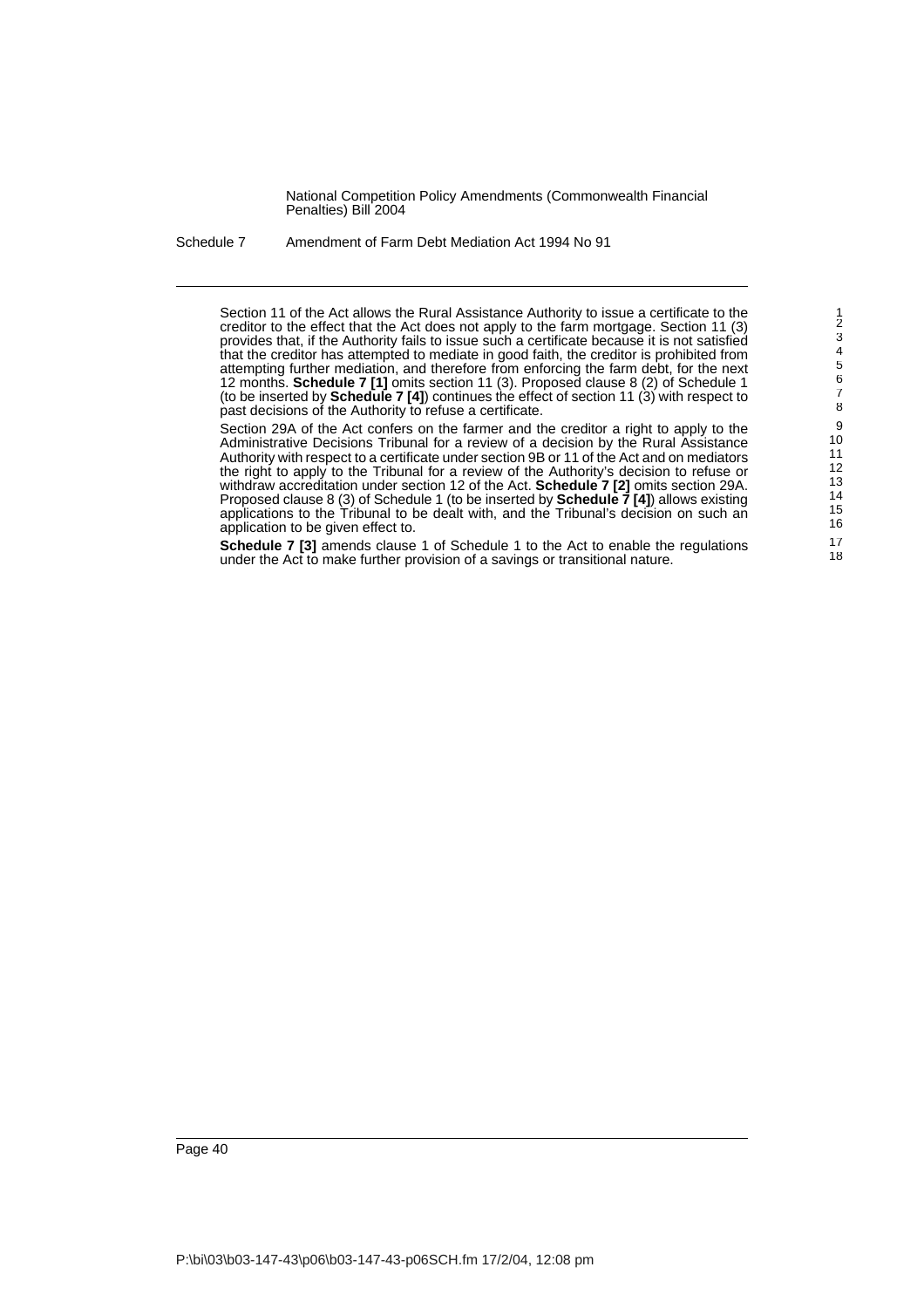Section 11 of the Act allows the Rural Assistance Authority to issue a certificate to the creditor to the effect that the Act does not apply to the farm mortgage. Section 11 (3) provides that, if the Authority fails to issue such a certificate because it is not satisfied that the creditor has attempted to mediate in good faith, the creditor is prohibited from attempting further mediation, and therefore from enforcing the farm debt, for the next 12 months. **Schedule 7 [1]** omits section 11 (3). Proposed clause 8 (2) of Schedule 1 (to be inserted by **Schedule 7 [4]**) continues the effect of section 11 (3) with respect to past decisions of the Authority to refuse a certificate.

Section 29A of the Act confers on the farmer and the creditor a right to apply to the Administrative Decisions Tribunal for a review of a decision by the Rural Assistance Authority with respect to a certificate under section 9B or 11 of the Act and on mediators the right to apply to the Tribunal for a review of the Authority's decision to refuse or withdraw accreditation under section 12 of the Act. **Schedule 7 [2]** omits section 29A. Proposed clause 8 (3) of Schedule 1 (to be inserted by **Schedule 7 [4]**) allows existing applications to the Tribunal to be dealt with, and the Tribunal's decision on such an application to be given effect to.

**Schedule 7 [3]** amends clause 1 of Schedule 1 to the Act to enable the regulations under the Act to make further provision of a savings or transitional nature.